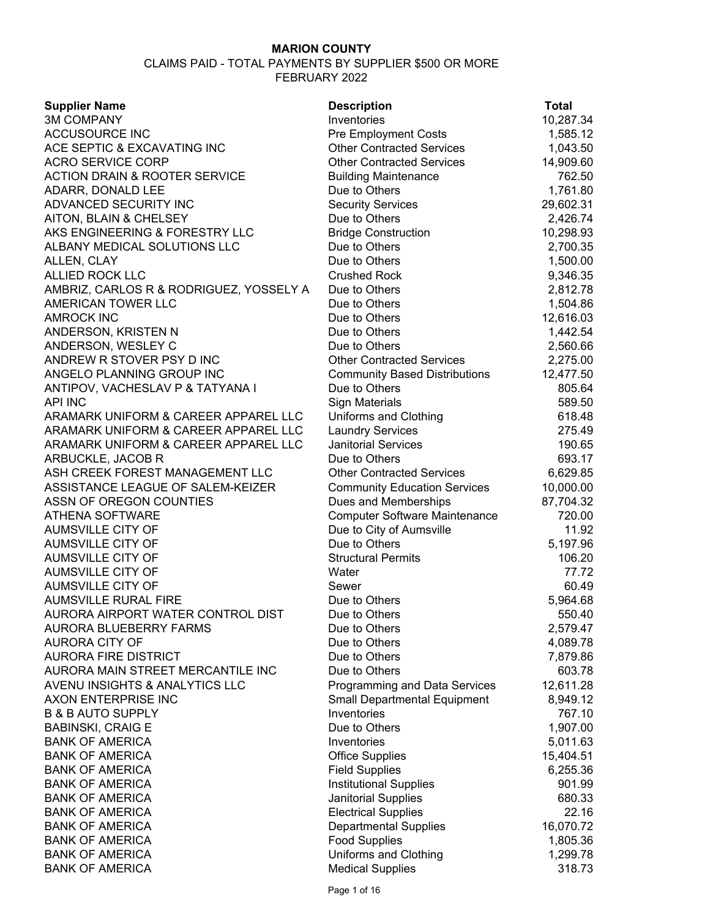**MARION COUNTY**

CLAIMS PAID - TOTAL PAYMENTS BY SUPPLIER $500 OR MORE

FEBRUARY 2022

| Supplier Name | Description | Total |
|---|---|---|
| 3M COMPANY | Inventories | 10,287.34 |
| ACCUSOURCE INC | Pre Employment Costs | 1,585.12 |
| ACE SEPTIC & EXCAVATING INC | Other Contracted Services | 1,043.50 |
| ACRO SERVICE CORP | Other Contracted Services | 14,909.60 |
| ACTION DRAIN & ROOTER SERVICE | Building Maintenance | 762.50 |
| ADARR, DONALD LEE | Due to Others | 1,761.80 |
| ADVANCED SECURITY INC | Security Services | 29,602.31 |
| AITON, BLAIN & CHELSEY | Due to Others | 2,426.74 |
| AKS ENGINEERING & FORESTRY LLC | Bridge Construction | 10,298.93 |
| ALBANY MEDICAL SOLUTIONS LLC | Due to Others | 2,700.35 |
| ALLEN, CLAY | Due to Others | 1,500.00 |
| ALLIED ROCK LLC | Crushed Rock | 9,346.35 |
| AMBRIZ, CARLOS R & RODRIGUEZ, YOSSELY A | Due to Others | 2,812.78 |
| AMERICAN TOWER LLC | Due to Others | 1,504.86 |
| AMROCK INC | Due to Others | 12,616.03 |
| ANDERSON, KRISTEN N | Due to Others | 1,442.54 |
| ANDERSON, WESLEY C | Due to Others | 2,560.66 |
| ANDREW R STOVER PSY D INC | Other Contracted Services | 2,275.00 |
| ANGELO PLANNING GROUP INC | Community Based Distributions | 12,477.50 |
| ANTIPOV, VACHESLAV P & TATYANA I | Due to Others | 805.64 |
| API INC | Sign Materials | 589.50 |
| ARAMARK UNIFORM & CAREER APPAREL LLC | Uniforms and Clothing | 618.48 |
| ARAMARK UNIFORM & CAREER APPAREL LLC | Laundry Services | 275.49 |
| ARAMARK UNIFORM & CAREER APPAREL LLC | Janitorial Services | 190.65 |
| ARBUCKLE, JACOB R | Due to Others | 693.17 |
| ASH CREEK FOREST MANAGEMENT LLC | Other Contracted Services | 6,629.85 |
| ASSISTANCE LEAGUE OF SALEM-KEIZER | Community Education Services | 10,000.00 |
| ASSN OF OREGON COUNTIES | Dues and Memberships | 87,704.32 |
| ATHENA SOFTWARE | Computer Software Maintenance | 720.00 |
| AUMSVILLE CITY OF | Due to City of Aumsville | 11.92 |
| AUMSVILLE CITY OF | Due to Others | 5,197.96 |
| AUMSVILLE CITY OF | Structural Permits | 106.20 |
| AUMSVILLE CITY OF | Water | 77.72 |
| AUMSVILLE CITY OF | Sewer | 60.49 |
| AUMSVILLE RURAL FIRE | Due to Others | 5,964.68 |
| AURORA AIRPORT WATER CONTROL DIST | Due to Others | 550.40 |
| AURORA BLUEBERRY FARMS | Due to Others | 2,579.47 |
| AURORA CITY OF | Due to Others | 4,089.78 |
| AURORA FIRE DISTRICT | Due to Others | 7,879.86 |
| AURORA MAIN STREET MERCANTILE INC | Due to Others | 603.78 |
| AVENU INSIGHTS & ANALYTICS LLC | Programming and Data Services | 12,611.28 |
| AXON ENTERPRISE INC | Small Departmental Equipment | 8,949.12 |
| B & B AUTO SUPPLY | Inventories | 767.10 |
| BABINSKI, CRAIG E | Due to Others | 1,907.00 |
| BANK OF AMERICA | Inventories | 5,011.63 |
| BANK OF AMERICA | Office Supplies | 15,404.51 |
| BANK OF AMERICA | Field Supplies | 6,255.36 |
| BANK OF AMERICA | Institutional Supplies | 901.99 |
| BANK OF AMERICA | Janitorial Supplies | 680.33 |
| BANK OF AMERICA | Electrical Supplies | 22.16 |
| BANK OF AMERICA | Departmental Supplies | 16,070.72 |
| BANK OF AMERICA | Food Supplies | 1,805.36 |
| BANK OF AMERICA | Uniforms and Clothing | 1,299.78 |
| BANK OF AMERICA | Medical Supplies | 318.73 |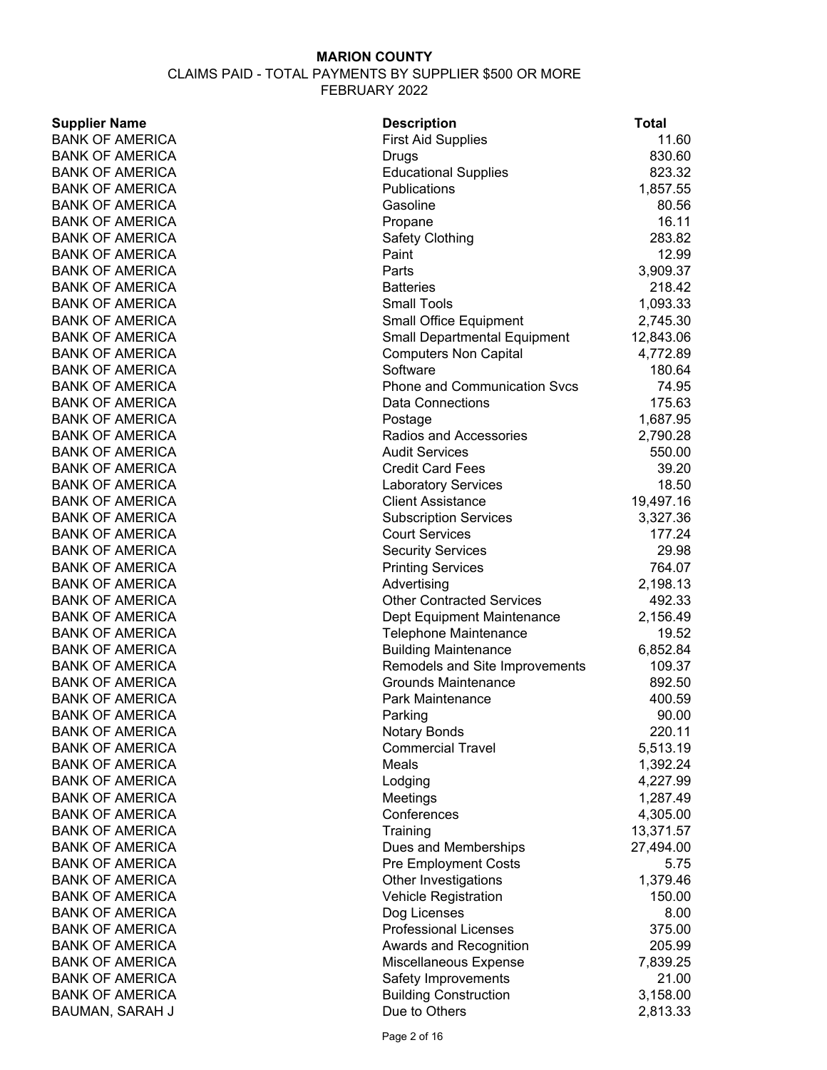**MARION COUNTY**

CLAIMS PAID - TOTAL PAYMENTS BY SUPPLIER $500 OR MORE

FEBRUARY 2022

| Supplier Name | Description | Total |
|---|---|---|
| BANK OF AMERICA | First Aid Supplies | 11.60 |
| BANK OF AMERICA | Drugs | 830.60 |
| BANK OF AMERICA | Educational Supplies | 823.32 |
| BANK OF AMERICA | Publications | 1,857.55 |
| BANK OF AMERICA | Gasoline | 80.56 |
| BANK OF AMERICA | Propane | 16.11 |
| BANK OF AMERICA | Safety Clothing | 283.82 |
| BANK OF AMERICA | Paint | 12.99 |
| BANK OF AMERICA | Parts | 3,909.37 |
| BANK OF AMERICA | Batteries | 218.42 |
| BANK OF AMERICA | Small Tools | 1,093.33 |
| BANK OF AMERICA | Small Office Equipment | 2,745.30 |
| BANK OF AMERICA | Small Departmental Equipment | 12,843.06 |
| BANK OF AMERICA | Computers Non Capital | 4,772.89 |
| BANK OF AMERICA | Software | 180.64 |
| BANK OF AMERICA | Phone and Communication Svcs | 74.95 |
| BANK OF AMERICA | Data Connections | 175.63 |
| BANK OF AMERICA | Postage | 1,687.95 |
| BANK OF AMERICA | Radios and Accessories | 2,790.28 |
| BANK OF AMERICA | Audit Services | 550.00 |
| BANK OF AMERICA | Credit Card Fees | 39.20 |
| BANK OF AMERICA | Laboratory Services | 18.50 |
| BANK OF AMERICA | Client Assistance | 19,497.16 |
| BANK OF AMERICA | Subscription Services | 3,327.36 |
| BANK OF AMERICA | Court Services | 177.24 |
| BANK OF AMERICA | Security Services | 29.98 |
| BANK OF AMERICA | Printing Services | 764.07 |
| BANK OF AMERICA | Advertising | 2,198.13 |
| BANK OF AMERICA | Other Contracted Services | 492.33 |
| BANK OF AMERICA | Dept Equipment Maintenance | 2,156.49 |
| BANK OF AMERICA | Telephone Maintenance | 19.52 |
| BANK OF AMERICA | Building Maintenance | 6,852.84 |
| BANK OF AMERICA | Remodels and Site Improvements | 109.37 |
| BANK OF AMERICA | Grounds Maintenance | 892.50 |
| BANK OF AMERICA | Park Maintenance | 400.59 |
| BANK OF AMERICA | Parking | 90.00 |
| BANK OF AMERICA | Notary Bonds | 220.11 |
| BANK OF AMERICA | Commercial Travel | 5,513.19 |
| BANK OF AMERICA | Meals | 1,392.24 |
| BANK OF AMERICA | Lodging | 4,227.99 |
| BANK OF AMERICA | Meetings | 1,287.49 |
| BANK OF AMERICA | Conferences | 4,305.00 |
| BANK OF AMERICA | Training | 13,371.57 |
| BANK OF AMERICA | Dues and Memberships | 27,494.00 |
| BANK OF AMERICA | Pre Employment Costs | 5.75 |
| BANK OF AMERICA | Other Investigations | 1,379.46 |
| BANK OF AMERICA | Vehicle Registration | 150.00 |
| BANK OF AMERICA | Dog Licenses | 8.00 |
| BANK OF AMERICA | Professional Licenses | 375.00 |
| BANK OF AMERICA | Awards and Recognition | 205.99 |
| BANK OF AMERICA | Miscellaneous Expense | 7,839.25 |
| BANK OF AMERICA | Safety Improvements | 21.00 |
| BANK OF AMERICA | Building Construction | 3,158.00 |
| BAUMAN, SARAH J | Due to Others | 2,813.33 |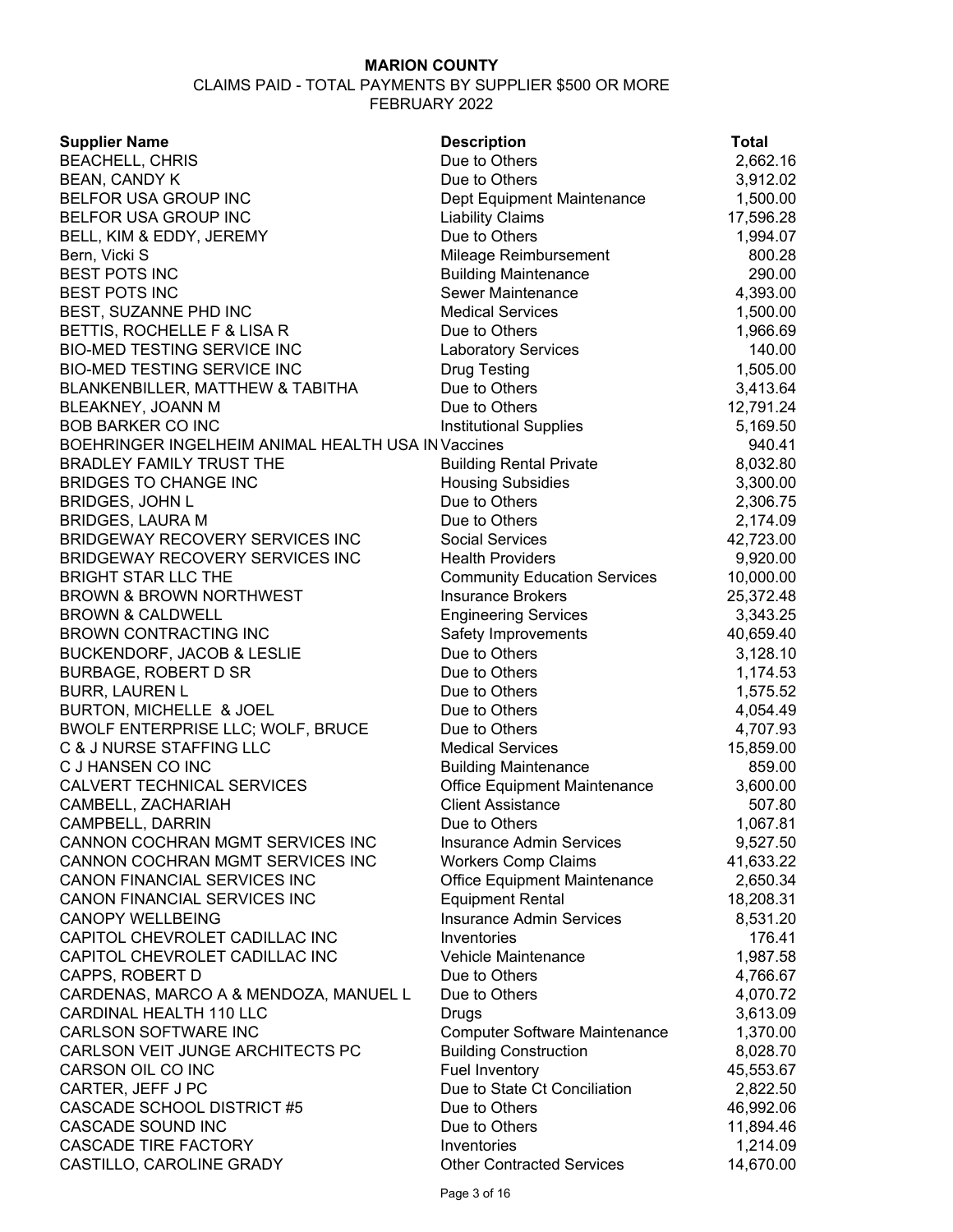**MARION COUNTY**

CLAIMS PAID - TOTAL PAYMENTS BY SUPPLIER $500 OR MORE

FEBRUARY 2022

| Supplier Name | Description | Total |
|---|---|---|
| BEACHELL, CHRIS | Due to Others | 2,662.16 |
| BEAN, CANDY K | Due to Others | 3,912.02 |
| BELFOR USA GROUP INC | Dept Equipment Maintenance | 1,500.00 |
| BELFOR USA GROUP INC | Liability Claims | 17,596.28 |
| BELL, KIM & EDDY, JEREMY | Due to Others | 1,994.07 |
| Bern, Vicki S | Mileage Reimbursement | 800.28 |
| BEST POTS INC | Building Maintenance | 290.00 |
| BEST POTS INC | Sewer Maintenance | 4,393.00 |
| BEST, SUZANNE PHD INC | Medical Services | 1,500.00 |
| BETTIS, ROCHELLE F & LISA R | Due to Others | 1,966.69 |
| BIO-MED TESTING SERVICE INC | Laboratory Services | 140.00 |
| BIO-MED TESTING SERVICE INC | Drug Testing | 1,505.00 |
| BLANKENBILLER, MATTHEW & TABITHA | Due to Others | 3,413.64 |
| BLEAKNEY, JOANN M | Due to Others | 12,791.24 |
| BOB BARKER CO INC | Institutional Supplies | 5,169.50 |
| BOEHRINGER INGELHEIM ANIMAL HEALTH USA IN | Vaccines | 940.41 |
| BRADLEY FAMILY TRUST THE | Building Rental Private | 8,032.80 |
| BRIDGES TO CHANGE INC | Housing Subsidies | 3,300.00 |
| BRIDGES, JOHN L | Due to Others | 2,306.75 |
| BRIDGES, LAURA M | Due to Others | 2,174.09 |
| BRIDGEWAY RECOVERY SERVICES INC | Social Services | 42,723.00 |
| BRIDGEWAY RECOVERY SERVICES INC | Health Providers | 9,920.00 |
| BRIGHT STAR LLC THE | Community Education Services | 10,000.00 |
| BROWN & BROWN NORTHWEST | Insurance Brokers | 25,372.48 |
| BROWN & CALDWELL | Engineering Services | 3,343.25 |
| BROWN CONTRACTING INC | Safety Improvements | 40,659.40 |
| BUCKENDORF, JACOB & LESLIE | Due to Others | 3,128.10 |
| BURBAGE, ROBERT D SR | Due to Others | 1,174.53 |
| BURR, LAUREN L | Due to Others | 1,575.52 |
| BURTON, MICHELLE & JOEL | Due to Others | 4,054.49 |
| BWOLF ENTERPRISE LLC; WOLF, BRUCE | Due to Others | 4,707.93 |
| C & J NURSE STAFFING LLC | Medical Services | 15,859.00 |
| C J HANSEN CO INC | Building Maintenance | 859.00 |
| CALVERT TECHNICAL SERVICES | Office Equipment Maintenance | 3,600.00 |
| CAMBELL, ZACHARIAH | Client Assistance | 507.80 |
| CAMPBELL, DARRIN | Due to Others | 1,067.81 |
| CANNON COCHRAN MGMT SERVICES INC | Insurance Admin Services | 9,527.50 |
| CANNON COCHRAN MGMT SERVICES INC | Workers Comp Claims | 41,633.22 |
| CANON FINANCIAL SERVICES INC | Office Equipment Maintenance | 2,650.34 |
| CANON FINANCIAL SERVICES INC | Equipment Rental | 18,208.31 |
| CANOPY WELLBEING | Insurance Admin Services | 8,531.20 |
| CAPITOL CHEVROLET CADILLAC INC | Inventories | 176.41 |
| CAPITOL CHEVROLET CADILLAC INC | Vehicle Maintenance | 1,987.58 |
| CAPPS, ROBERT D | Due to Others | 4,766.67 |
| CARDENAS, MARCO A & MENDOZA, MANUEL L | Due to Others | 4,070.72 |
| CARDINAL HEALTH 110 LLC | Drugs | 3,613.09 |
| CARLSON SOFTWARE INC | Computer Software Maintenance | 1,370.00 |
| CARLSON VEIT JUNGE ARCHITECTS PC | Building Construction | 8,028.70 |
| CARSON OIL CO INC | Fuel Inventory | 45,553.67 |
| CARTER, JEFF J PC | Due to State Ct Conciliation | 2,822.50 |
| CASCADE SCHOOL DISTRICT #5 | Due to Others | 46,992.06 |
| CASCADE SOUND INC | Due to Others | 11,894.46 |
| CASCADE TIRE FACTORY | Inventories | 1,214.09 |
| CASTILLO, CAROLINE GRADY | Other Contracted Services | 14,670.00 |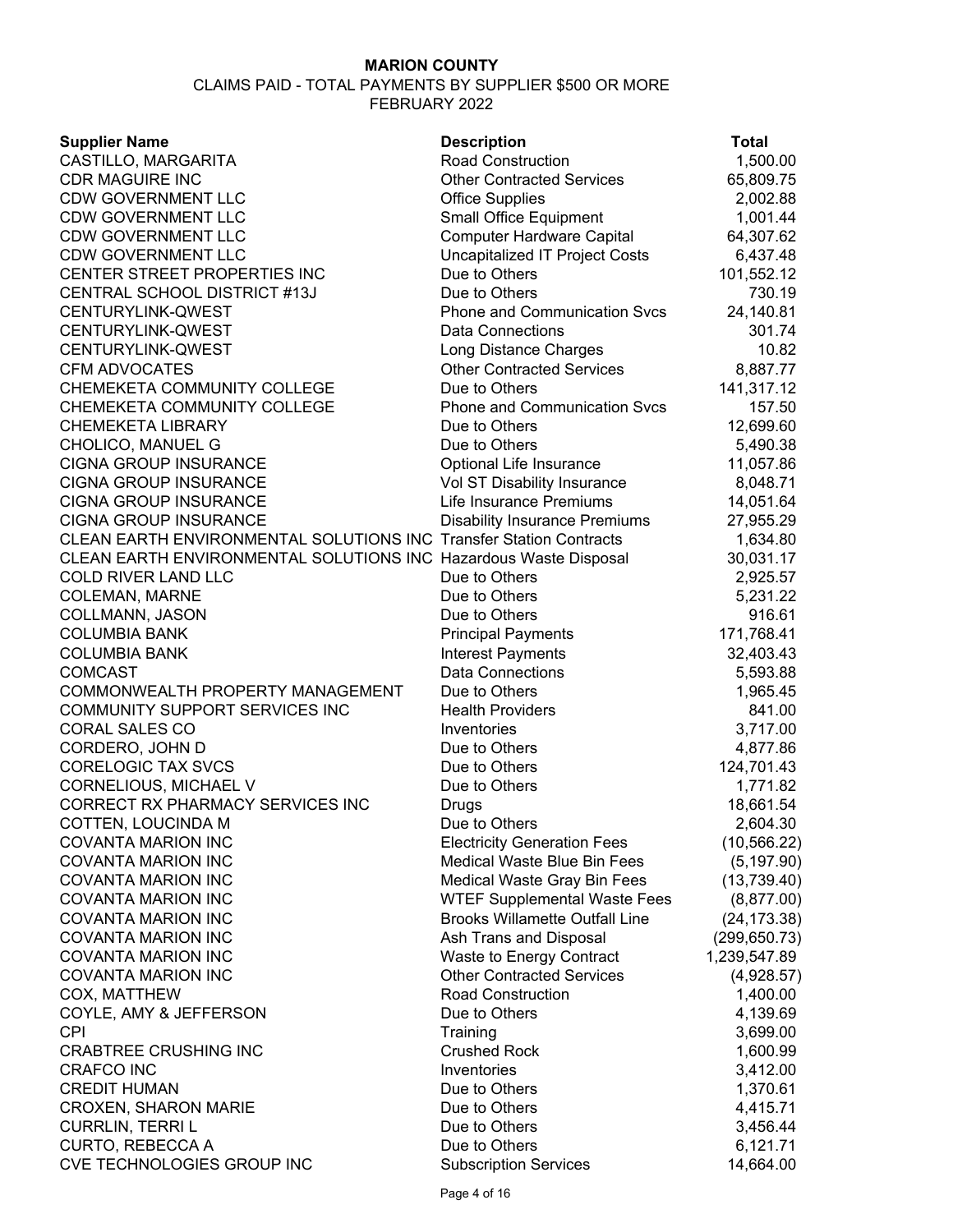**MARION COUNTY**

CLAIMS PAID - TOTAL PAYMENTS BY SUPPLIER $500 OR MORE

FEBRUARY 2022

| Supplier Name | Description | Total |
|---|---|---|
| CASTILLO, MARGARITA | Road Construction | 1,500.00 |
| CDR MAGUIRE INC | Other Contracted Services | 65,809.75 |
| CDW GOVERNMENT LLC | Office Supplies | 2,002.88 |
| CDW GOVERNMENT LLC | Small Office Equipment | 1,001.44 |
| CDW GOVERNMENT LLC | Computer Hardware Capital | 64,307.62 |
| CDW GOVERNMENT LLC | Uncapitalized IT Project Costs | 6,437.48 |
| CENTER STREET PROPERTIES INC | Due to Others | 101,552.12 |
| CENTRAL SCHOOL DISTRICT #13J | Due to Others | 730.19 |
| CENTURYLINK-QWEST | Phone and Communication Svcs | 24,140.81 |
| CENTURYLINK-QWEST | Data Connections | 301.74 |
| CENTURYLINK-QWEST | Long Distance Charges | 10.82 |
| CFM ADVOCATES | Other Contracted Services | 8,887.77 |
| CHEMEKETA COMMUNITY COLLEGE | Due to Others | 141,317.12 |
| CHEMEKETA COMMUNITY COLLEGE | Phone and Communication Svcs | 157.50 |
| CHEMEKETA LIBRARY | Due to Others | 12,699.60 |
| CHOLICO, MANUEL G | Due to Others | 5,490.38 |
| CIGNA GROUP INSURANCE | Optional Life Insurance | 11,057.86 |
| CIGNA GROUP INSURANCE | Vol ST Disability Insurance | 8,048.71 |
| CIGNA GROUP INSURANCE | Life Insurance Premiums | 14,051.64 |
| CIGNA GROUP INSURANCE | Disability Insurance Premiums | 27,955.29 |
| CLEAN EARTH ENVIRONMENTAL SOLUTIONS INC | Transfer Station Contracts | 1,634.80 |
| CLEAN EARTH ENVIRONMENTAL SOLUTIONS INC | Hazardous Waste Disposal | 30,031.17 |
| COLD RIVER LAND LLC | Due to Others | 2,925.57 |
| COLEMAN, MARNE | Due to Others | 5,231.22 |
| COLLMANN, JASON | Due to Others | 916.61 |
| COLUMBIA BANK | Principal Payments | 171,768.41 |
| COLUMBIA BANK | Interest Payments | 32,403.43 |
| COMCAST | Data Connections | 5,593.88 |
| COMMONWEALTH PROPERTY MANAGEMENT | Due to Others | 1,965.45 |
| COMMUNITY SUPPORT SERVICES INC | Health Providers | 841.00 |
| CORAL SALES CO | Inventories | 3,717.00 |
| CORDERO, JOHN D | Due to Others | 4,877.86 |
| CORELOGIC TAX SVCS | Due to Others | 124,701.43 |
| CORNELIOUS, MICHAEL V | Due to Others | 1,771.82 |
| CORRECT RX PHARMACY SERVICES INC | Drugs | 18,661.54 |
| COTTEN, LOUCINDA M | Due to Others | 2,604.30 |
| COVANTA MARION INC | Electricity Generation Fees | (10,566.22) |
| COVANTA MARION INC | Medical Waste Blue Bin Fees | (5,197.90) |
| COVANTA MARION INC | Medical Waste Gray Bin Fees | (13,739.40) |
| COVANTA MARION INC | WTEF Supplemental Waste Fees | (8,877.00) |
| COVANTA MARION INC | Brooks Willamette Outfall Line | (24,173.38) |
| COVANTA MARION INC | Ash Trans and Disposal | (299,650.73) |
| COVANTA MARION INC | Waste to Energy Contract | 1,239,547.89 |
| COVANTA MARION INC | Other Contracted Services | (4,928.57) |
| COX, MATTHEW | Road Construction | 1,400.00 |
| COYLE, AMY & JEFFERSON | Due to Others | 4,139.69 |
| CPI | Training | 3,699.00 |
| CRABTREE CRUSHING INC | Crushed Rock | 1,600.99 |
| CRAFCO INC | Inventories | 3,412.00 |
| CREDIT HUMAN | Due to Others | 1,370.61 |
| CROXEN, SHARON MARIE | Due to Others | 4,415.71 |
| CURRLIN, TERRI L | Due to Others | 3,456.44 |
| CURTO, REBECCA A | Due to Others | 6,121.71 |
| CVE TECHNOLOGIES GROUP INC | Subscription Services | 14,664.00 |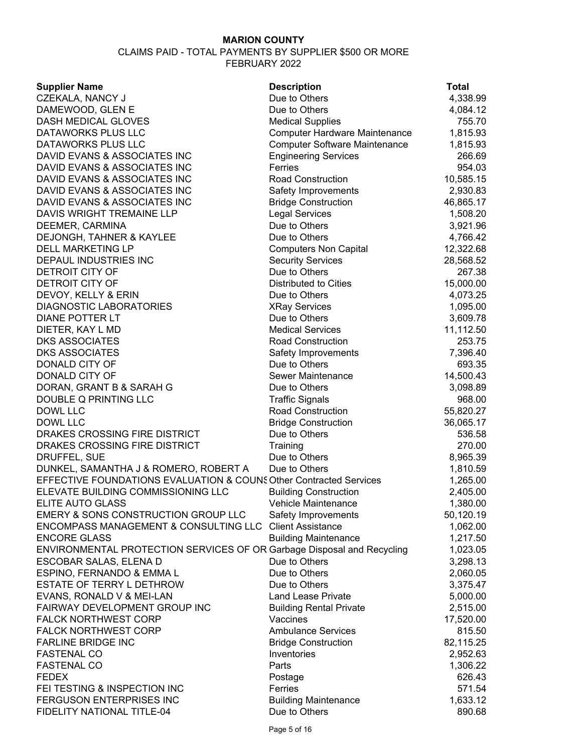**MARION COUNTY**

CLAIMS PAID - TOTAL PAYMENTS BY SUPPLIER $500 OR MORE

FEBRUARY 2022

| Supplier Name | Description | Total |
|---|---|---|
| CZEKALA, NANCY J | Due to Others | 4,338.99 |
| DAMEWOOD, GLEN E | Due to Others | 4,084.12 |
| DASH MEDICAL GLOVES | Medical Supplies | 755.70 |
| DATAWORKS PLUS LLC | Computer Hardware Maintenance | 1,815.93 |
| DATAWORKS PLUS LLC | Computer Software Maintenance | 1,815.93 |
| DAVID EVANS & ASSOCIATES INC | Engineering Services | 266.69 |
| DAVID EVANS & ASSOCIATES INC | Ferries | 954.03 |
| DAVID EVANS & ASSOCIATES INC | Road Construction | 10,585.15 |
| DAVID EVANS & ASSOCIATES INC | Safety Improvements | 2,930.83 |
| DAVID EVANS & ASSOCIATES INC | Bridge Construction | 46,865.17 |
| DAVIS WRIGHT TREMAINE LLP | Legal Services | 1,508.20 |
| DEEMER, CARMINA | Due to Others | 3,921.96 |
| DEJONGH, TAHNER & KAYLEE | Due to Others | 4,766.42 |
| DELL MARKETING LP | Computers Non Capital | 12,322.68 |
| DEPAUL INDUSTRIES INC | Security Services | 28,568.52 |
| DETROIT CITY OF | Due to Others | 267.38 |
| DETROIT CITY OF | Distributed to Cities | 15,000.00 |
| DEVOY, KELLY & ERIN | Due to Others | 4,073.25 |
| DIAGNOSTIC LABORATORIES | XRay Services | 1,095.00 |
| DIANE POTTER LT | Due to Others | 3,609.78 |
| DIETER, KAY L MD | Medical Services | 11,112.50 |
| DKS ASSOCIATES | Road Construction | 253.75 |
| DKS ASSOCIATES | Safety Improvements | 7,396.40 |
| DONALD CITY OF | Due to Others | 693.35 |
| DONALD CITY OF | Sewer Maintenance | 14,500.43 |
| DORAN, GRANT B & SARAH G | Due to Others | 3,098.89 |
| DOUBLE Q PRINTING LLC | Traffic Signals | 968.00 |
| DOWL LLC | Road Construction | 55,820.27 |
| DOWL LLC | Bridge Construction | 36,065.17 |
| DRAKES CROSSING FIRE DISTRICT | Due to Others | 536.58 |
| DRAKES CROSSING FIRE DISTRICT | Training | 270.00 |
| DRUFFEL, SUE | Due to Others | 8,965.39 |
| DUNKEL, SAMANTHA J & ROMERO, ROBERT A | Due to Others | 1,810.59 |
| EFFECTIVE FOUNDATIONS EVALUATION & COUNS | Other Contracted Services | 1,265.00 |
| ELEVATE BUILDING COMMISSIONING LLC | Building Construction | 2,405.00 |
| ELITE AUTO GLASS | Vehicle Maintenance | 1,380.00 |
| EMERY & SONS CONSTRUCTION GROUP LLC | Safety Improvements | 50,120.19 |
| ENCOMPASS MANAGEMENT & CONSULTING LLC | Client Assistance | 1,062.00 |
| ENCORE GLASS | Building Maintenance | 1,217.50 |
| ENVIRONMENTAL PROTECTION SERVICES OF OR | Garbage Disposal and Recycling | 1,023.05 |
| ESCOBAR SALAS, ELENA D | Due to Others | 3,298.13 |
| ESPINO, FERNANDO & EMMA L | Due to Others | 2,060.05 |
| ESTATE OF TERRY L DETHROW | Due to Others | 3,375.47 |
| EVANS, RONALD V & MEI-LAN | Land Lease Private | 5,000.00 |
| FAIRWAY DEVELOPMENT GROUP INC | Building Rental Private | 2,515.00 |
| FALCK NORTHWEST CORP | Vaccines | 17,520.00 |
| FALCK NORTHWEST CORP | Ambulance Services | 815.50 |
| FARLINE BRIDGE INC | Bridge Construction | 82,115.25 |
| FASTENAL CO | Inventories | 2,952.63 |
| FASTENAL CO | Parts | 1,306.22 |
| FEDEX | Postage | 626.43 |
| FEI TESTING & INSPECTION INC | Ferries | 571.54 |
| FERGUSON ENTERPRISES INC | Building Maintenance | 1,633.12 |
| FIDELITY NATIONAL TITLE-04 | Due to Others | 890.68 |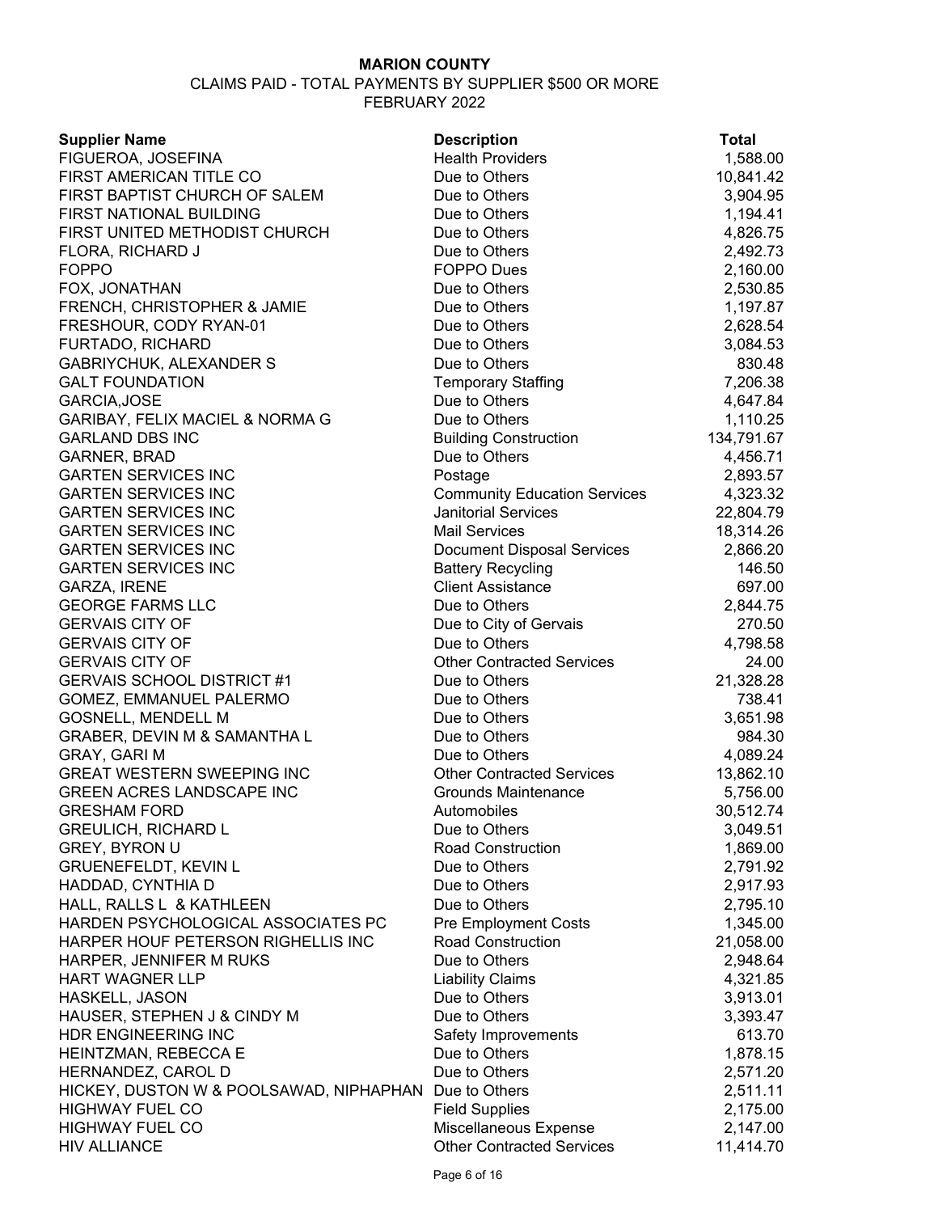**MARION COUNTY**

CLAIMS PAID - TOTAL PAYMENTS BY SUPPLIER $500 OR MORE

FEBRUARY 2022

| Supplier Name | Description | Total |
|---|---|---|
| FIGUEROA, JOSEFINA | Health Providers | 1,588.00 |
| FIRST AMERICAN TITLE CO | Due to Others | 10,841.42 |
| FIRST BAPTIST CHURCH OF SALEM | Due to Others | 3,904.95 |
| FIRST NATIONAL BUILDING | Due to Others | 1,194.41 |
| FIRST UNITED METHODIST CHURCH | Due to Others | 4,826.75 |
| FLORA, RICHARD J | Due to Others | 2,492.73 |
| FOPPO | FOPPO Dues | 2,160.00 |
| FOX, JONATHAN | Due to Others | 2,530.85 |
| FRENCH, CHRISTOPHER & JAMIE | Due to Others | 1,197.87 |
| FRESHOUR, CODY RYAN-01 | Due to Others | 2,628.54 |
| FURTADO, RICHARD | Due to Others | 3,084.53 |
| GABRIYCHUK, ALEXANDER S | Due to Others | 830.48 |
| GALT FOUNDATION | Temporary Staffing | 7,206.38 |
| GARCIA,JOSE | Due to Others | 4,647.84 |
| GARIBAY, FELIX MACIEL & NORMA G | Due to Others | 1,110.25 |
| GARLAND DBS INC | Building Construction | 134,791.67 |
| GARNER, BRAD | Due to Others | 4,456.71 |
| GARTEN SERVICES INC | Postage | 2,893.57 |
| GARTEN SERVICES INC | Community Education Services | 4,323.32 |
| GARTEN SERVICES INC | Janitorial Services | 22,804.79 |
| GARTEN SERVICES INC | Mail Services | 18,314.26 |
| GARTEN SERVICES INC | Document Disposal Services | 2,866.20 |
| GARTEN SERVICES INC | Battery Recycling | 146.50 |
| GARZA, IRENE | Client Assistance | 697.00 |
| GEORGE FARMS LLC | Due to Others | 2,844.75 |
| GERVAIS CITY OF | Due to City of Gervais | 270.50 |
| GERVAIS CITY OF | Due to Others | 4,798.58 |
| GERVAIS CITY OF | Other Contracted Services | 24.00 |
| GERVAIS SCHOOL DISTRICT #1 | Due to Others | 21,328.28 |
| GOMEZ, EMMANUEL PALERMO | Due to Others | 738.41 |
| GOSNELL, MENDELL M | Due to Others | 3,651.98 |
| GRABER, DEVIN M & SAMANTHA L | Due to Others | 984.30 |
| GRAY, GARI M | Due to Others | 4,089.24 |
| GREAT WESTERN SWEEPING INC | Other Contracted Services | 13,862.10 |
| GREEN ACRES LANDSCAPE INC | Grounds Maintenance | 5,756.00 |
| GRESHAM FORD | Automobiles | 30,512.74 |
| GREULICH, RICHARD L | Due to Others | 3,049.51 |
| GREY, BYRON U | Road Construction | 1,869.00 |
| GRUENEFELDT, KEVIN L | Due to Others | 2,791.92 |
| HADDAD, CYNTHIA D | Due to Others | 2,917.93 |
| HALL, RALLS L & KATHLEEN | Due to Others | 2,795.10 |
| HARDEN PSYCHOLOGICAL ASSOCIATES PC | Pre Employment Costs | 1,345.00 |
| HARPER HOUF PETERSON RIGHELLIS INC | Road Construction | 21,058.00 |
| HARPER, JENNIFER M RUKS | Due to Others | 2,948.64 |
| HART WAGNER LLP | Liability Claims | 4,321.85 |
| HASKELL, JASON | Due to Others | 3,913.01 |
| HAUSER, STEPHEN J & CINDY M | Due to Others | 3,393.47 |
| HDR ENGINEERING INC | Safety Improvements | 613.70 |
| HEINTZMAN, REBECCA E | Due to Others | 1,878.15 |
| HERNANDEZ, CAROL D | Due to Others | 2,571.20 |
| HICKEY, DUSTON W & POOLSAWAD, NIPHAPHAN | Due to Others | 2,511.11 |
| HIGHWAY FUEL CO | Field Supplies | 2,175.00 |
| HIGHWAY FUEL CO | Miscellaneous Expense | 2,147.00 |
| HIV ALLIANCE | Other Contracted Services | 11,414.70 |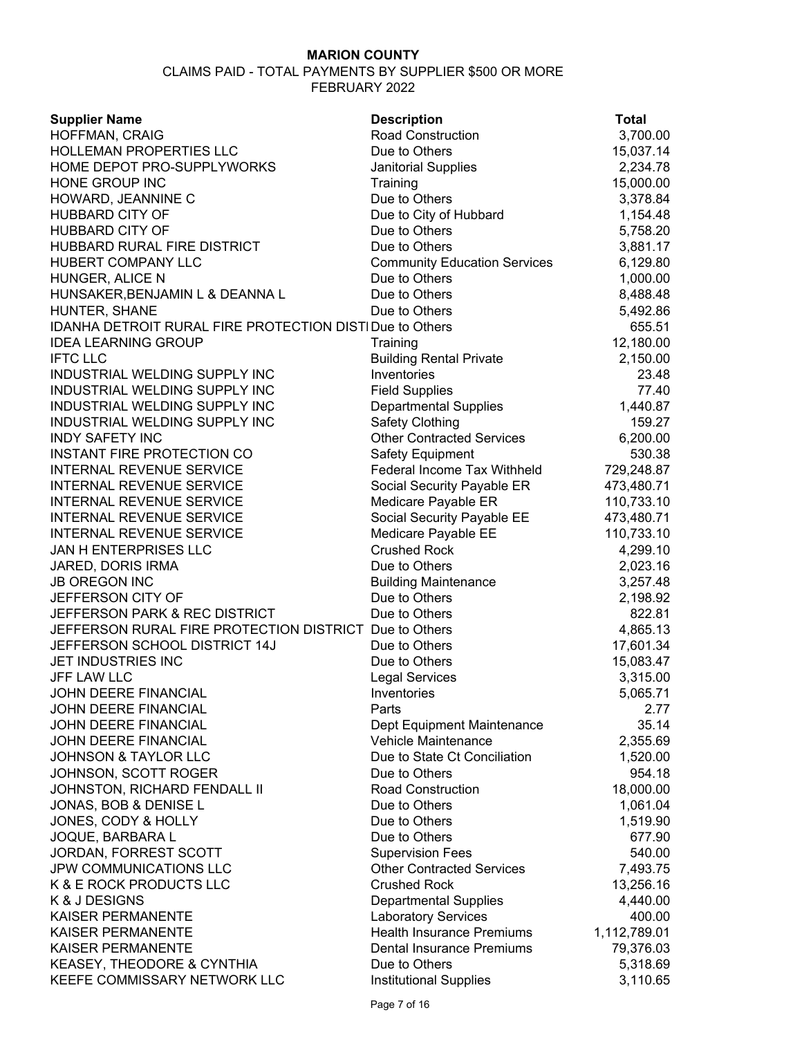# MARION COUNTY

CLAIMS PAID - TOTAL PAYMENTS BY SUPPLIER $500 OR MORE

FEBRUARY 2022

| Supplier Name | Description | Total |
|---|---|---|
| HOFFMAN, CRAIG | Road Construction | 3,700.00 |
| HOLLEMAN PROPERTIES LLC | Due to Others | 15,037.14 |
| HOME DEPOT PRO-SUPPLYWORKS | Janitorial Supplies | 2,234.78 |
| HONE GROUP INC | Training | 15,000.00 |
| HOWARD, JEANNINE C | Due to Others | 3,378.84 |
| HUBBARD CITY OF | Due to City of Hubbard | 1,154.48 |
| HUBBARD CITY OF | Due to Others | 5,758.20 |
| HUBBARD RURAL FIRE DISTRICT | Due to Others | 3,881.17 |
| HUBERT COMPANY LLC | Community Education Services | 6,129.80 |
| HUNGER, ALICE N | Due to Others | 1,000.00 |
| HUNSAKER,BENJAMIN L & DEANNA L | Due to Others | 8,488.48 |
| HUNTER, SHANE | Due to Others | 5,492.86 |
| IDANHA DETROIT RURAL FIRE PROTECTION DISTI | Due to Others | 655.51 |
| IDEA LEARNING GROUP | Training | 12,180.00 |
| IFTC LLC | Building Rental Private | 2,150.00 |
| INDUSTRIAL WELDING SUPPLY INC | Inventories | 23.48 |
| INDUSTRIAL WELDING SUPPLY INC | Field Supplies | 77.40 |
| INDUSTRIAL WELDING SUPPLY INC | Departmental Supplies | 1,440.87 |
| INDUSTRIAL WELDING SUPPLY INC | Safety Clothing | 159.27 |
| INDY SAFETY INC | Other Contracted Services | 6,200.00 |
| INSTANT FIRE PROTECTION CO | Safety Equipment | 530.38 |
| INTERNAL REVENUE SERVICE | Federal Income Tax Withheld | 729,248.87 |
| INTERNAL REVENUE SERVICE | Social Security Payable ER | 473,480.71 |
| INTERNAL REVENUE SERVICE | Medicare Payable ER | 110,733.10 |
| INTERNAL REVENUE SERVICE | Social Security Payable EE | 473,480.71 |
| INTERNAL REVENUE SERVICE | Medicare Payable EE | 110,733.10 |
| JAN H ENTERPRISES LLC | Crushed Rock | 4,299.10 |
| JARED, DORIS IRMA | Due to Others | 2,023.16 |
| JB OREGON INC | Building Maintenance | 3,257.48 |
| JEFFERSON CITY OF | Due to Others | 2,198.92 |
| JEFFERSON PARK & REC DISTRICT | Due to Others | 822.81 |
| JEFFERSON RURAL FIRE PROTECTION DISTRICT | Due to Others | 4,865.13 |
| JEFFERSON SCHOOL DISTRICT 14J | Due to Others | 17,601.34 |
| JET INDUSTRIES INC | Due to Others | 15,083.47 |
| JFF LAW LLC | Legal Services | 3,315.00 |
| JOHN DEERE FINANCIAL | Inventories | 5,065.71 |
| JOHN DEERE FINANCIAL | Parts | 2.77 |
| JOHN DEERE FINANCIAL | Dept Equipment Maintenance | 35.14 |
| JOHN DEERE FINANCIAL | Vehicle Maintenance | 2,355.69 |
| JOHNSON & TAYLOR LLC | Due to State Ct Conciliation | 1,520.00 |
| JOHNSON, SCOTT ROGER | Due to Others | 954.18 |
| JOHNSTON, RICHARD FENDALL II | Road Construction | 18,000.00 |
| JONAS, BOB & DENISE L | Due to Others | 1,061.04 |
| JONES, CODY & HOLLY | Due to Others | 1,519.90 |
| JOQUE, BARBARA L | Due to Others | 677.90 |
| JORDAN, FORREST SCOTT | Supervision Fees | 540.00 |
| JPW COMMUNICATIONS LLC | Other Contracted Services | 7,493.75 |
| K & E ROCK PRODUCTS LLC | Crushed Rock | 13,256.16 |
| K & J DESIGNS | Departmental Supplies | 4,440.00 |
| KAISER PERMANENTE | Laboratory Services | 400.00 |
| KAISER PERMANENTE | Health Insurance Premiums | 1,112,789.01 |
| KAISER PERMANENTE | Dental Insurance Premiums | 79,376.03 |
| KEASEY, THEODORE & CYNTHIA | Due to Others | 5,318.69 |
| KEEFE COMMISSARY NETWORK LLC | Institutional Supplies | 3,110.65 |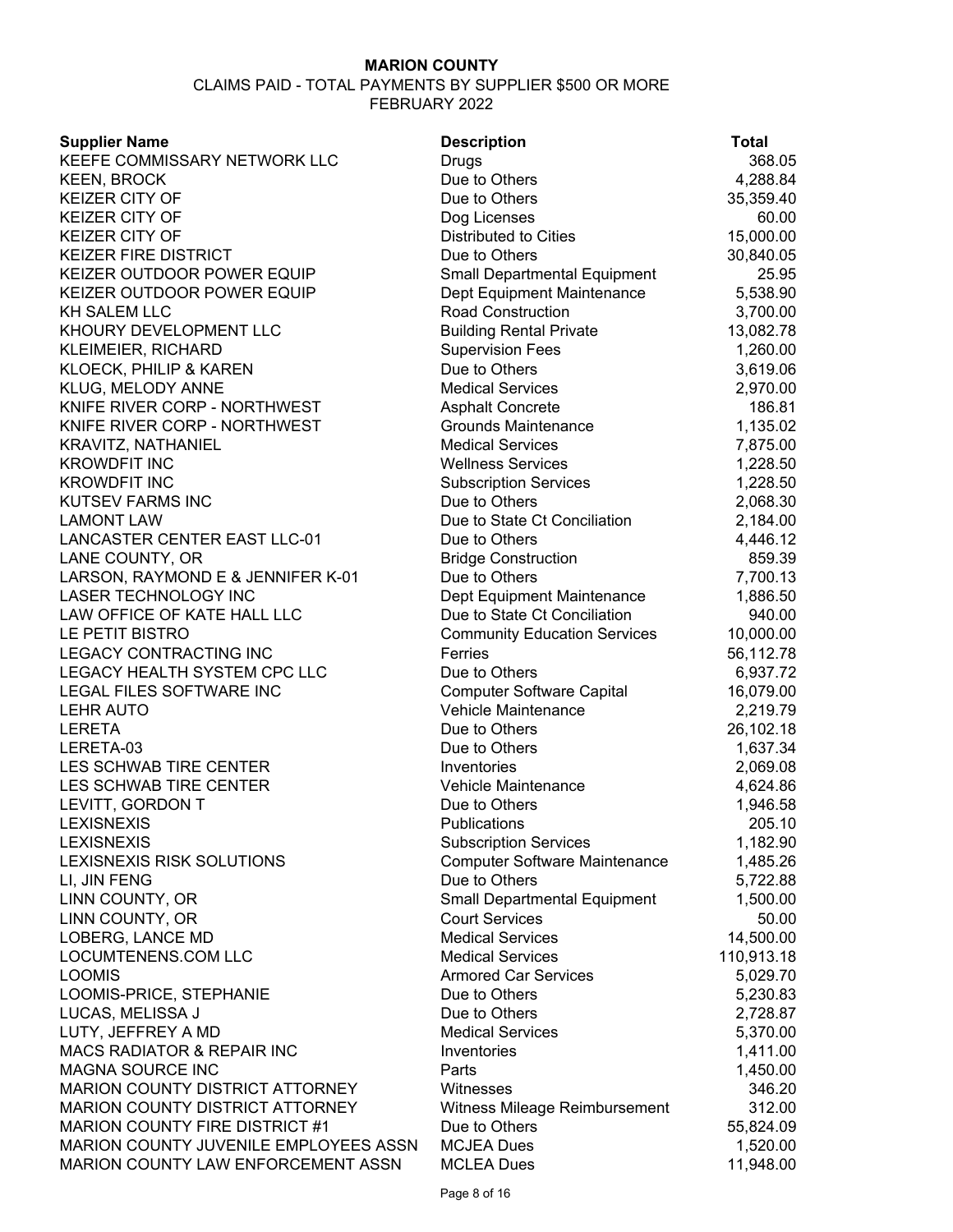**MARION COUNTY**

CLAIMS PAID - TOTAL PAYMENTS BY SUPPLIER $500 OR MORE

FEBRUARY 2022

| Supplier Name | Description | Total |
|---|---|---|
| KEEFE COMMISSARY NETWORK LLC | Drugs | 368.05 |
| KEEN, BROCK | Due to Others | 4,288.84 |
| KEIZER CITY OF | Due to Others | 35,359.40 |
| KEIZER CITY OF | Dog Licenses | 60.00 |
| KEIZER CITY OF | Distributed to Cities | 15,000.00 |
| KEIZER FIRE DISTRICT | Due to Others | 30,840.05 |
| KEIZER OUTDOOR POWER EQUIP | Small Departmental Equipment | 25.95 |
| KEIZER OUTDOOR POWER EQUIP | Dept Equipment Maintenance | 5,538.90 |
| KH SALEM LLC | Road Construction | 3,700.00 |
| KHOURY DEVELOPMENT LLC | Building Rental Private | 13,082.78 |
| KLEIMEIER, RICHARD | Supervision Fees | 1,260.00 |
| KLOECK, PHILIP & KAREN | Due to Others | 3,619.06 |
| KLUG, MELODY ANNE | Medical Services | 2,970.00 |
| KNIFE RIVER CORP - NORTHWEST | Asphalt Concrete | 186.81 |
| KNIFE RIVER CORP - NORTHWEST | Grounds Maintenance | 1,135.02 |
| KRAVITZ, NATHANIEL | Medical Services | 7,875.00 |
| KROWDFIT INC | Wellness Services | 1,228.50 |
| KROWDFIT INC | Subscription Services | 1,228.50 |
| KUTSEV FARMS INC | Due to Others | 2,068.30 |
| LAMONT LAW | Due to State Ct Conciliation | 2,184.00 |
| LANCASTER CENTER EAST LLC-01 | Due to Others | 4,446.12 |
| LANE COUNTY, OR | Bridge Construction | 859.39 |
| LARSON, RAYMOND E & JENNIFER K-01 | Due to Others | 7,700.13 |
| LASER TECHNOLOGY INC | Dept Equipment Maintenance | 1,886.50 |
| LAW OFFICE OF KATE HALL LLC | Due to State Ct Conciliation | 940.00 |
| LE PETIT BISTRO | Community Education Services | 10,000.00 |
| LEGACY CONTRACTING INC | Ferries | 56,112.78 |
| LEGACY HEALTH SYSTEM CPC LLC | Due to Others | 6,937.72 |
| LEGAL FILES SOFTWARE INC | Computer Software Capital | 16,079.00 |
| LEHR AUTO | Vehicle Maintenance | 2,219.79 |
| LERETA | Due to Others | 26,102.18 |
| LERETA-03 | Due to Others | 1,637.34 |
| LES SCHWAB TIRE CENTER | Inventories | 2,069.08 |
| LES SCHWAB TIRE CENTER | Vehicle Maintenance | 4,624.86 |
| LEVITT, GORDON T | Due to Others | 1,946.58 |
| LEXISNEXIS | Publications | 205.10 |
| LEXISNEXIS | Subscription Services | 1,182.90 |
| LEXISNEXIS RISK SOLUTIONS | Computer Software Maintenance | 1,485.26 |
| LI, JIN FENG | Due to Others | 5,722.88 |
| LINN COUNTY, OR | Small Departmental Equipment | 1,500.00 |
| LINN COUNTY, OR | Court Services | 50.00 |
| LOBERG, LANCE MD | Medical Services | 14,500.00 |
| LOCUMTENENS.COM LLC | Medical Services | 110,913.18 |
| LOOMIS | Armored Car Services | 5,029.70 |
| LOOMIS-PRICE, STEPHANIE | Due to Others | 5,230.83 |
| LUCAS, MELISSA J | Due to Others | 2,728.87 |
| LUTY, JEFFREY A MD | Medical Services | 5,370.00 |
| MACS RADIATOR & REPAIR INC | Inventories | 1,411.00 |
| MAGNA SOURCE INC | Parts | 1,450.00 |
| MARION COUNTY DISTRICT ATTORNEY | Witnesses | 346.20 |
| MARION COUNTY DISTRICT ATTORNEY | Witness Mileage Reimbursement | 312.00 |
| MARION COUNTY FIRE DISTRICT #1 | Due to Others | 55,824.09 |
| MARION COUNTY JUVENILE EMPLOYEES ASSN | MCJEA Dues | 1,520.00 |
| MARION COUNTY LAW ENFORCEMENT ASSN | MCLEA Dues | 11,948.00 |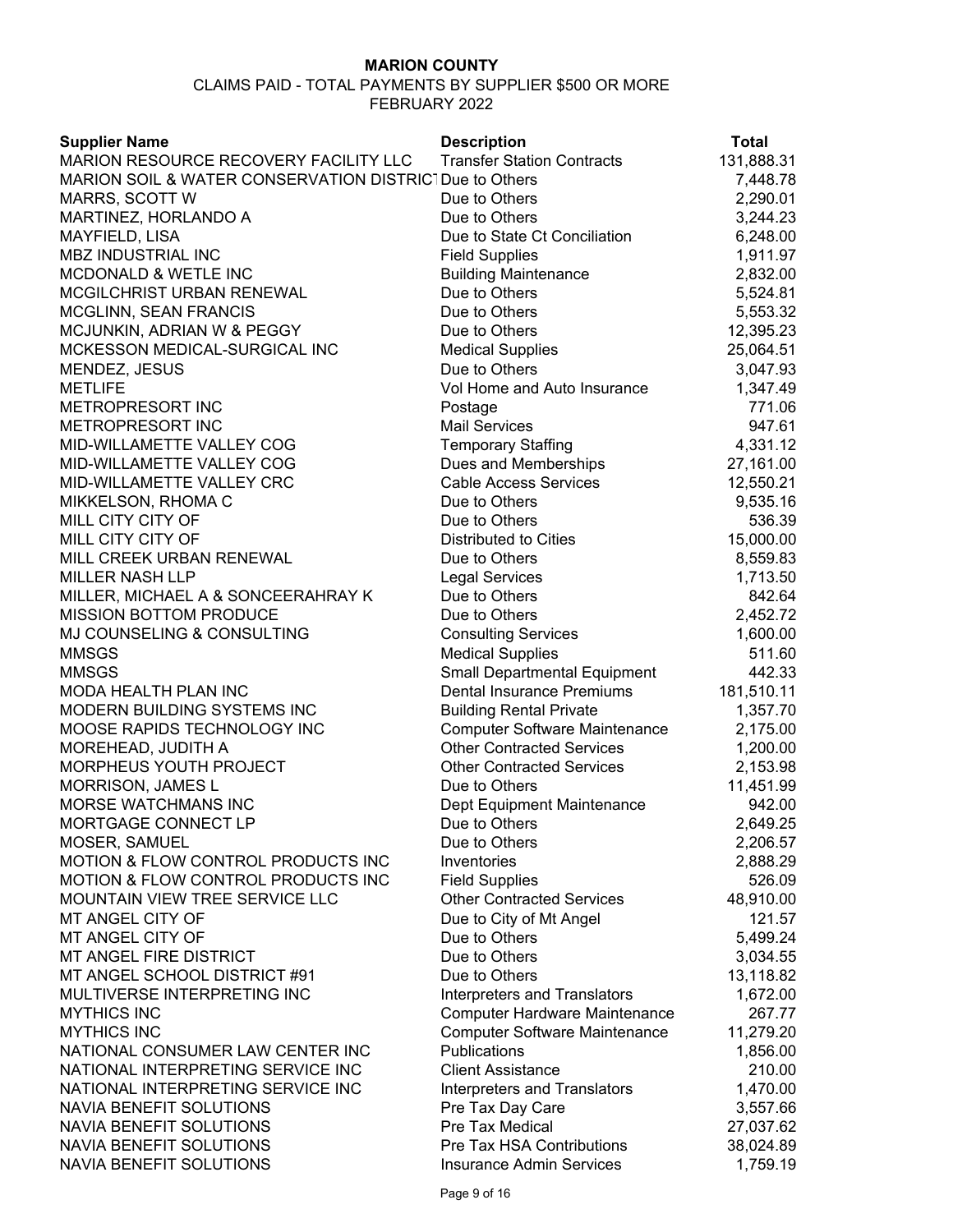**MARION COUNTY**

CLAIMS PAID - TOTAL PAYMENTS BY SUPPLIER $500 OR MORE

FEBRUARY 2022

| Supplier Name | Description | Total |
|---|---|---|
| MARION RESOURCE RECOVERY FACILITY LLC | Transfer Station Contracts | 131,888.31 |
| MARION SOIL & WATER CONSERVATION DISTRICT | Due to Others | 7,448.78 |
| MARRS, SCOTT W | Due to Others | 2,290.01 |
| MARTINEZ, HORLANDO A | Due to Others | 3,244.23 |
| MAYFIELD, LISA | Due to State Ct Conciliation | 6,248.00 |
| MBZ INDUSTRIAL INC | Field Supplies | 1,911.97 |
| MCDONALD & WETLE INC | Building Maintenance | 2,832.00 |
| MCGILCHRIST URBAN RENEWAL | Due to Others | 5,524.81 |
| MCGLINN, SEAN FRANCIS | Due to Others | 5,553.32 |
| MCJUNKIN, ADRIAN W & PEGGY | Due to Others | 12,395.23 |
| MCKESSON MEDICAL-SURGICAL INC | Medical Supplies | 25,064.51 |
| MENDEZ, JESUS | Due to Others | 3,047.93 |
| METLIFE | Vol Home and Auto Insurance | 1,347.49 |
| METROPRESORT INC | Postage | 771.06 |
| METROPRESORT INC | Mail Services | 947.61 |
| MID-WILLAMETTE VALLEY COG | Temporary Staffing | 4,331.12 |
| MID-WILLAMETTE VALLEY COG | Dues and Memberships | 27,161.00 |
| MID-WILLAMETTE VALLEY CRC | Cable Access Services | 12,550.21 |
| MIKKELSON, RHOMA C | Due to Others | 9,535.16 |
| MILL CITY CITY OF | Due to Others | 536.39 |
| MILL CITY CITY OF | Distributed to Cities | 15,000.00 |
| MILL CREEK URBAN RENEWAL | Due to Others | 8,559.83 |
| MILLER NASH LLP | Legal Services | 1,713.50 |
| MILLER, MICHAEL A & SONCEERAHRAY K | Due to Others | 842.64 |
| MISSION BOTTOM PRODUCE | Due to Others | 2,452.72 |
| MJ COUNSELING & CONSULTING | Consulting Services | 1,600.00 |
| MMSGS | Medical Supplies | 511.60 |
| MMSGS | Small Departmental Equipment | 442.33 |
| MODA HEALTH PLAN INC | Dental Insurance Premiums | 181,510.11 |
| MODERN BUILDING SYSTEMS INC | Building Rental Private | 1,357.70 |
| MOOSE RAPIDS TECHNOLOGY INC | Computer Software Maintenance | 2,175.00 |
| MOREHEAD, JUDITH A | Other Contracted Services | 1,200.00 |
| MORPHEUS YOUTH PROJECT | Other Contracted Services | 2,153.98 |
| MORRISON, JAMES L | Due to Others | 11,451.99 |
| MORSE WATCHMANS INC | Dept Equipment Maintenance | 942.00 |
| MORTGAGE CONNECT LP | Due to Others | 2,649.25 |
| MOSER, SAMUEL | Due to Others | 2,206.57 |
| MOTION & FLOW CONTROL PRODUCTS INC | Inventories | 2,888.29 |
| MOTION & FLOW CONTROL PRODUCTS INC | Field Supplies | 526.09 |
| MOUNTAIN VIEW TREE SERVICE LLC | Other Contracted Services | 48,910.00 |
| MT ANGEL CITY OF | Due to City of Mt Angel | 121.57 |
| MT ANGEL CITY OF | Due to Others | 5,499.24 |
| MT ANGEL FIRE DISTRICT | Due to Others | 3,034.55 |
| MT ANGEL SCHOOL DISTRICT #91 | Due to Others | 13,118.82 |
| MULTIVERSE INTERPRETING INC | Interpreters and Translators | 1,672.00 |
| MYTHICS INC | Computer Hardware Maintenance | 267.77 |
| MYTHICS INC | Computer Software Maintenance | 11,279.20 |
| NATIONAL CONSUMER LAW CENTER INC | Publications | 1,856.00 |
| NATIONAL INTERPRETING SERVICE INC | Client Assistance | 210.00 |
| NATIONAL INTERPRETING SERVICE INC | Interpreters and Translators | 1,470.00 |
| NAVIA BENEFIT SOLUTIONS | Pre Tax Day Care | 3,557.66 |
| NAVIA BENEFIT SOLUTIONS | Pre Tax Medical | 27,037.62 |
| NAVIA BENEFIT SOLUTIONS | Pre Tax HSA Contributions | 38,024.89 |
| NAVIA BENEFIT SOLUTIONS | Insurance Admin Services | 1,759.19 |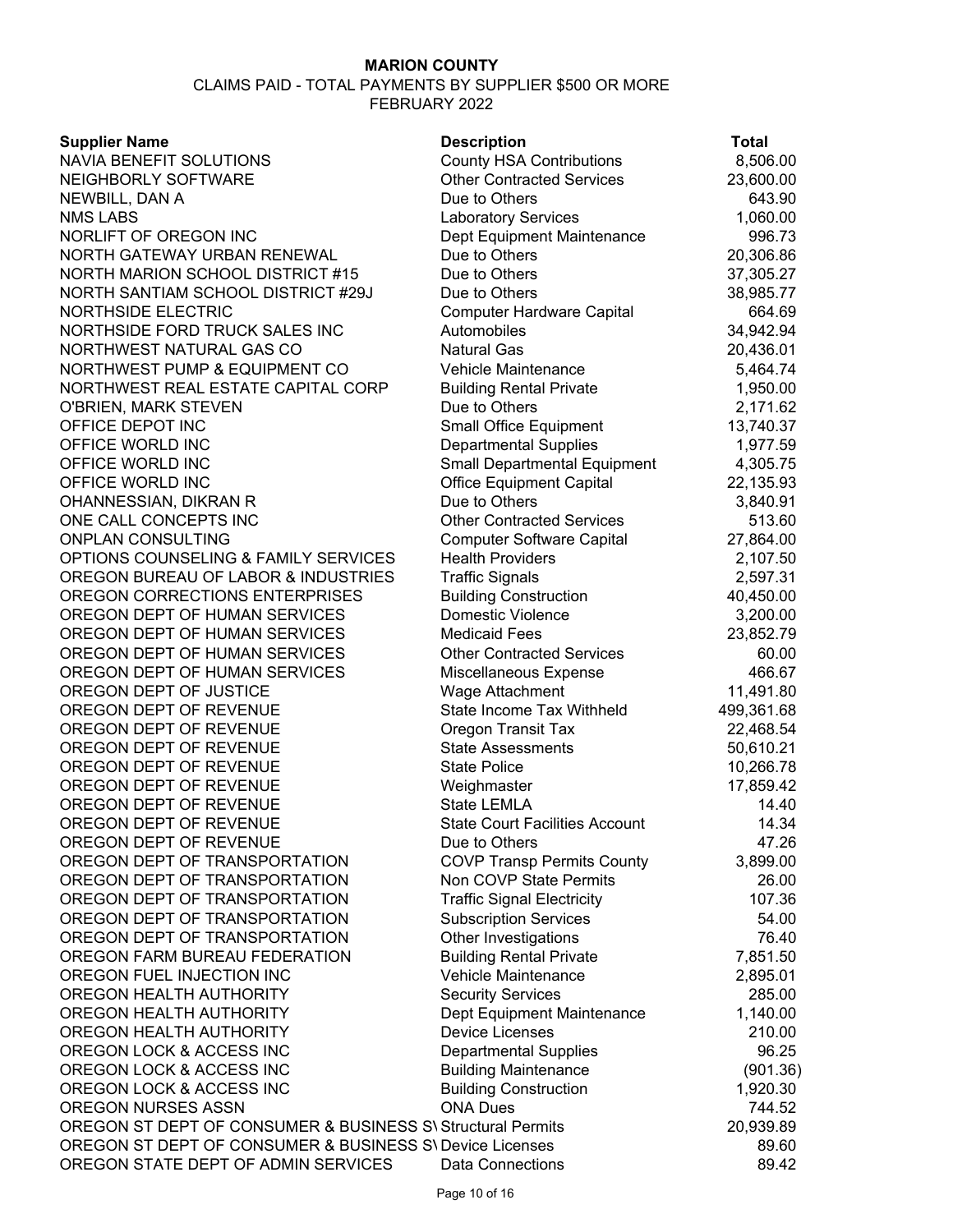**MARION COUNTY**

CLAIMS PAID - TOTAL PAYMENTS BY SUPPLIER $500 OR MORE

FEBRUARY 2022

| Supplier Name | Description | Total |
|---|---|---|
| NAVIA BENEFIT SOLUTIONS | County HSA Contributions | 8,506.00 |
| NEIGHBORLY SOFTWARE | Other Contracted Services | 23,600.00 |
| NEWBILL, DAN A | Due to Others | 643.90 |
| NMS LABS | Laboratory Services | 1,060.00 |
| NORLIFT OF OREGON INC | Dept Equipment Maintenance | 996.73 |
| NORTH GATEWAY URBAN RENEWAL | Due to Others | 20,306.86 |
| NORTH MARION SCHOOL DISTRICT #15 | Due to Others | 37,305.27 |
| NORTH SANTIAM SCHOOL DISTRICT #29J | Due to Others | 38,985.77 |
| NORTHSIDE ELECTRIC | Computer Hardware Capital | 664.69 |
| NORTHSIDE FORD TRUCK SALES INC | Automobiles | 34,942.94 |
| NORTHWEST NATURAL GAS CO | Natural Gas | 20,436.01 |
| NORTHWEST PUMP & EQUIPMENT CO | Vehicle Maintenance | 5,464.74 |
| NORTHWEST REAL ESTATE CAPITAL CORP | Building Rental Private | 1,950.00 |
| O'BRIEN, MARK STEVEN | Due to Others | 2,171.62 |
| OFFICE DEPOT INC | Small Office Equipment | 13,740.37 |
| OFFICE WORLD INC | Departmental Supplies | 1,977.59 |
| OFFICE WORLD INC | Small Departmental Equipment | 4,305.75 |
| OFFICE WORLD INC | Office Equipment Capital | 22,135.93 |
| OHANNESSIAN, DIKRAN R | Due to Others | 3,840.91 |
| ONE CALL CONCEPTS INC | Other Contracted Services | 513.60 |
| ONPLAN CONSULTING | Computer Software Capital | 27,864.00 |
| OPTIONS COUNSELING & FAMILY SERVICES | Health Providers | 2,107.50 |
| OREGON BUREAU OF LABOR & INDUSTRIES | Traffic Signals | 2,597.31 |
| OREGON CORRECTIONS ENTERPRISES | Building Construction | 40,450.00 |
| OREGON DEPT OF HUMAN SERVICES | Domestic Violence | 3,200.00 |
| OREGON DEPT OF HUMAN SERVICES | Medicaid Fees | 23,852.79 |
| OREGON DEPT OF HUMAN SERVICES | Other Contracted Services | 60.00 |
| OREGON DEPT OF HUMAN SERVICES | Miscellaneous Expense | 466.67 |
| OREGON DEPT OF JUSTICE | Wage Attachment | 11,491.80 |
| OREGON DEPT OF REVENUE | State Income Tax Withheld | 499,361.68 |
| OREGON DEPT OF REVENUE | Oregon Transit Tax | 22,468.54 |
| OREGON DEPT OF REVENUE | State Assessments | 50,610.21 |
| OREGON DEPT OF REVENUE | State Police | 10,266.78 |
| OREGON DEPT OF REVENUE | Weighmaster | 17,859.42 |
| OREGON DEPT OF REVENUE | State LEMLA | 14.40 |
| OREGON DEPT OF REVENUE | State Court Facilities Account | 14.34 |
| OREGON DEPT OF REVENUE | Due to Others | 47.26 |
| OREGON DEPT OF TRANSPORTATION | COVP Transp Permits County | 3,899.00 |
| OREGON DEPT OF TRANSPORTATION | Non COVP State Permits | 26.00 |
| OREGON DEPT OF TRANSPORTATION | Traffic Signal Electricity | 107.36 |
| OREGON DEPT OF TRANSPORTATION | Subscription Services | 54.00 |
| OREGON DEPT OF TRANSPORTATION | Other Investigations | 76.40 |
| OREGON FARM BUREAU FEDERATION | Building Rental Private | 7,851.50 |
| OREGON FUEL INJECTION INC | Vehicle Maintenance | 2,895.01 |
| OREGON HEALTH AUTHORITY | Security Services | 285.00 |
| OREGON HEALTH AUTHORITY | Dept Equipment Maintenance | 1,140.00 |
| OREGON HEALTH AUTHORITY | Device Licenses | 210.00 |
| OREGON LOCK & ACCESS INC | Departmental Supplies | 96.25 |
| OREGON LOCK & ACCESS INC | Building Maintenance | (901.36) |
| OREGON LOCK & ACCESS INC | Building Construction | 1,920.30 |
| OREGON NURSES ASSN | ONA Dues | 744.52 |
| OREGON ST DEPT OF CONSUMER & BUSINESS S\ | Structural Permits | 20,939.89 |
| OREGON ST DEPT OF CONSUMER & BUSINESS S\ | Device Licenses | 89.60 |
| OREGON STATE DEPT OF ADMIN SERVICES | Data Connections | 89.42 |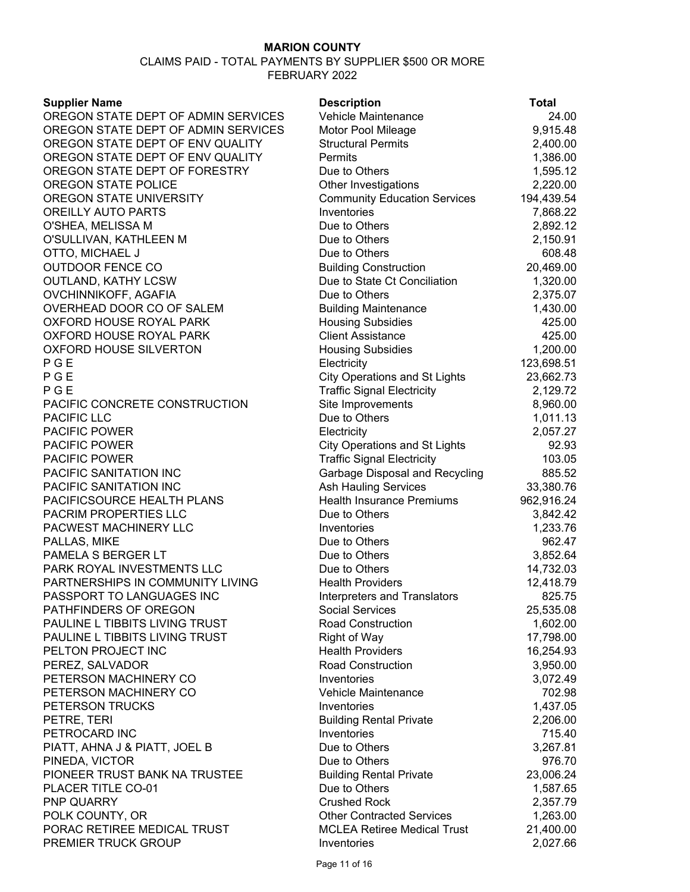**MARION COUNTY**

CLAIMS PAID - TOTAL PAYMENTS BY SUPPLIER $500 OR MORE

FEBRUARY 2022

| Supplier Name | Description | Total |
|---|---|---|
| OREGON STATE DEPT OF ADMIN SERVICES | Vehicle Maintenance | 24.00 |
| OREGON STATE DEPT OF ADMIN SERVICES | Motor Pool Mileage | 9,915.48 |
| OREGON STATE DEPT OF ENV QUALITY | Structural Permits | 2,400.00 |
| OREGON STATE DEPT OF ENV QUALITY | Permits | 1,386.00 |
| OREGON STATE DEPT OF FORESTRY | Due to Others | 1,595.12 |
| OREGON STATE POLICE | Other Investigations | 2,220.00 |
| OREGON STATE UNIVERSITY | Community Education Services | 194,439.54 |
| OREILLY AUTO PARTS | Inventories | 7,868.22 |
| O'SHEA, MELISSA M | Due to Others | 2,892.12 |
| O'SULLIVAN, KATHLEEN M | Due to Others | 2,150.91 |
| OTTO, MICHAEL J | Due to Others | 608.48 |
| OUTDOOR FENCE CO | Building Construction | 20,469.00 |
| OUTLAND, KATHY LCSW | Due to State Ct Conciliation | 1,320.00 |
| OVCHINNIKOFF, AGAFIA | Due to Others | 2,375.07 |
| OVERHEAD DOOR CO OF SALEM | Building Maintenance | 1,430.00 |
| OXFORD HOUSE ROYAL PARK | Housing Subsidies | 425.00 |
| OXFORD HOUSE ROYAL PARK | Client Assistance | 425.00 |
| OXFORD HOUSE SILVERTON | Housing Subsidies | 1,200.00 |
| P G E | Electricity | 123,698.51 |
| P G E | City Operations and St Lights | 23,662.73 |
| P G E | Traffic Signal Electricity | 2,129.72 |
| PACIFIC CONCRETE CONSTRUCTION | Site Improvements | 8,960.00 |
| PACIFIC LLC | Due to Others | 1,011.13 |
| PACIFIC POWER | Electricity | 2,057.27 |
| PACIFIC POWER | City Operations and St Lights | 92.93 |
| PACIFIC POWER | Traffic Signal Electricity | 103.05 |
| PACIFIC SANITATION INC | Garbage Disposal and Recycling | 885.52 |
| PACIFIC SANITATION INC | Ash Hauling Services | 33,380.76 |
| PACIFICSOURCE HEALTH PLANS | Health Insurance Premiums | 962,916.24 |
| PACRIM PROPERTIES LLC | Due to Others | 3,842.42 |
| PACWEST MACHINERY LLC | Inventories | 1,233.76 |
| PALLAS, MIKE | Due to Others | 962.47 |
| PAMELA S BERGER LT | Due to Others | 3,852.64 |
| PARK ROYAL INVESTMENTS LLC | Due to Others | 14,732.03 |
| PARTNERSHIPS IN COMMUNITY LIVING | Health Providers | 12,418.79 |
| PASSPORT TO LANGUAGES INC | Interpreters and Translators | 825.75 |
| PATHFINDERS OF OREGON | Social Services | 25,535.08 |
| PAULINE L TIBBITS LIVING TRUST | Road Construction | 1,602.00 |
| PAULINE L TIBBITS LIVING TRUST | Right of Way | 17,798.00 |
| PELTON PROJECT INC | Health Providers | 16,254.93 |
| PEREZ, SALVADOR | Road Construction | 3,950.00 |
| PETERSON MACHINERY CO | Inventories | 3,072.49 |
| PETERSON MACHINERY CO | Vehicle Maintenance | 702.98 |
| PETERSON TRUCKS | Inventories | 1,437.05 |
| PETRE, TERI | Building Rental Private | 2,206.00 |
| PETROCARD INC | Inventories | 715.40 |
| PIATT, AHNA J & PIATT, JOEL B | Due to Others | 3,267.81 |
| PINEDA, VICTOR | Due to Others | 976.70 |
| PIONEER TRUST BANK NA TRUSTEE | Building Rental Private | 23,006.24 |
| PLACER TITLE CO-01 | Due to Others | 1,587.65 |
| PNP QUARRY | Crushed Rock | 2,357.79 |
| POLK COUNTY, OR | Other Contracted Services | 1,263.00 |
| PORAC RETIREE MEDICAL TRUST | MCLEA Retiree Medical Trust | 21,400.00 |
| PREMIER TRUCK GROUP | Inventories | 2,027.66 |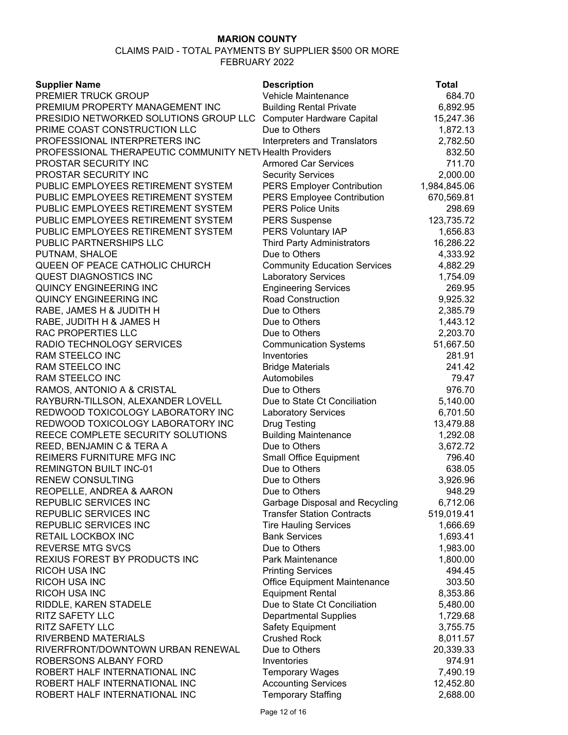**MARION COUNTY**

CLAIMS PAID - TOTAL PAYMENTS BY SUPPLIER $500 OR MORE

FEBRUARY 2022

| Supplier Name | Description | Total |
|---|---|---|
| PREMIER TRUCK GROUP | Vehicle Maintenance | 684.70 |
| PREMIUM PROPERTY MANAGEMENT INC | Building Rental Private | 6,892.95 |
| PRESIDIO NETWORKED SOLUTIONS GROUP LLC | Computer Hardware Capital | 15,247.36 |
| PRIME COAST CONSTRUCTION LLC | Due to Others | 1,872.13 |
| PROFESSIONAL INTERPRETERS INC | Interpreters and Translators | 2,782.50 |
| PROFESSIONAL THERAPEUTIC COMMUNITY NETW | Health Providers | 832.50 |
| PROSTAR SECURITY INC | Armored Car Services | 711.70 |
| PROSTAR SECURITY INC | Security Services | 2,000.00 |
| PUBLIC EMPLOYEES RETIREMENT SYSTEM | PERS Employer Contribution | 1,984,845.06 |
| PUBLIC EMPLOYEES RETIREMENT SYSTEM | PERS Employee Contribution | 670,569.81 |
| PUBLIC EMPLOYEES RETIREMENT SYSTEM | PERS Police Units | 298.69 |
| PUBLIC EMPLOYEES RETIREMENT SYSTEM | PERS Suspense | 123,735.72 |
| PUBLIC EMPLOYEES RETIREMENT SYSTEM | PERS Voluntary IAP | 1,656.83 |
| PUBLIC PARTNERSHIPS LLC | Third Party Administrators | 16,286.22 |
| PUTNAM, SHALOE | Due to Others | 4,333.92 |
| QUEEN OF PEACE CATHOLIC CHURCH | Community Education Services | 4,882.29 |
| QUEST DIAGNOSTICS INC | Laboratory Services | 1,754.09 |
| QUINCY ENGINEERING INC | Engineering Services | 269.95 |
| QUINCY ENGINEERING INC | Road Construction | 9,925.32 |
| RABE, JAMES H & JUDITH H | Due to Others | 2,385.79 |
| RABE, JUDITH H & JAMES H | Due to Others | 1,443.12 |
| RAC PROPERTIES LLC | Due to Others | 2,203.70 |
| RADIO TECHNOLOGY SERVICES | Communication Systems | 51,667.50 |
| RAM STEELCO INC | Inventories | 281.91 |
| RAM STEELCO INC | Bridge Materials | 241.42 |
| RAM STEELCO INC | Automobiles | 79.47 |
| RAMOS, ANTONIO A & CRISTAL | Due to Others | 976.70 |
| RAYBURN-TILLSON, ALEXANDER LOVELL | Due to State Ct Conciliation | 5,140.00 |
| REDWOOD TOXICOLOGY LABORATORY INC | Laboratory Services | 6,701.50 |
| REDWOOD TOXICOLOGY LABORATORY INC | Drug Testing | 13,479.88 |
| REECE COMPLETE SECURITY SOLUTIONS | Building Maintenance | 1,292.08 |
| REED, BENJAMIN C & TERA A | Due to Others | 3,672.72 |
| REIMERS FURNITURE MFG INC | Small Office Equipment | 796.40 |
| REMINGTON BUILT INC-01 | Due to Others | 638.05 |
| RENEW CONSULTING | Due to Others | 3,926.96 |
| REOPELLE, ANDREA & AARON | Due to Others | 948.29 |
| REPUBLIC SERVICES INC | Garbage Disposal and Recycling | 6,712.06 |
| REPUBLIC SERVICES INC | Transfer Station Contracts | 519,019.41 |
| REPUBLIC SERVICES INC | Tire Hauling Services | 1,666.69 |
| RETAIL LOCKBOX INC | Bank Services | 1,693.41 |
| REVERSE MTG SVCS | Due to Others | 1,983.00 |
| REXIUS FOREST BY PRODUCTS INC | Park Maintenance | 1,800.00 |
| RICOH USA INC | Printing Services | 494.45 |
| RICOH USA INC | Office Equipment Maintenance | 303.50 |
| RICOH USA INC | Equipment Rental | 8,353.86 |
| RIDDLE, KAREN STADELE | Due to State Ct Conciliation | 5,480.00 |
| RITZ SAFETY LLC | Departmental Supplies | 1,729.68 |
| RITZ SAFETY LLC | Safety Equipment | 3,755.75 |
| RIVERBEND MATERIALS | Crushed Rock | 8,011.57 |
| RIVERFRONT/DOWNTOWN URBAN RENEWAL | Due to Others | 20,339.33 |
| ROBERSONS ALBANY FORD | Inventories | 974.91 |
| ROBERT HALF INTERNATIONAL INC | Temporary Wages | 7,490.19 |
| ROBERT HALF INTERNATIONAL INC | Accounting Services | 12,452.80 |
| ROBERT HALF INTERNATIONAL INC | Temporary Staffing | 2,688.00 |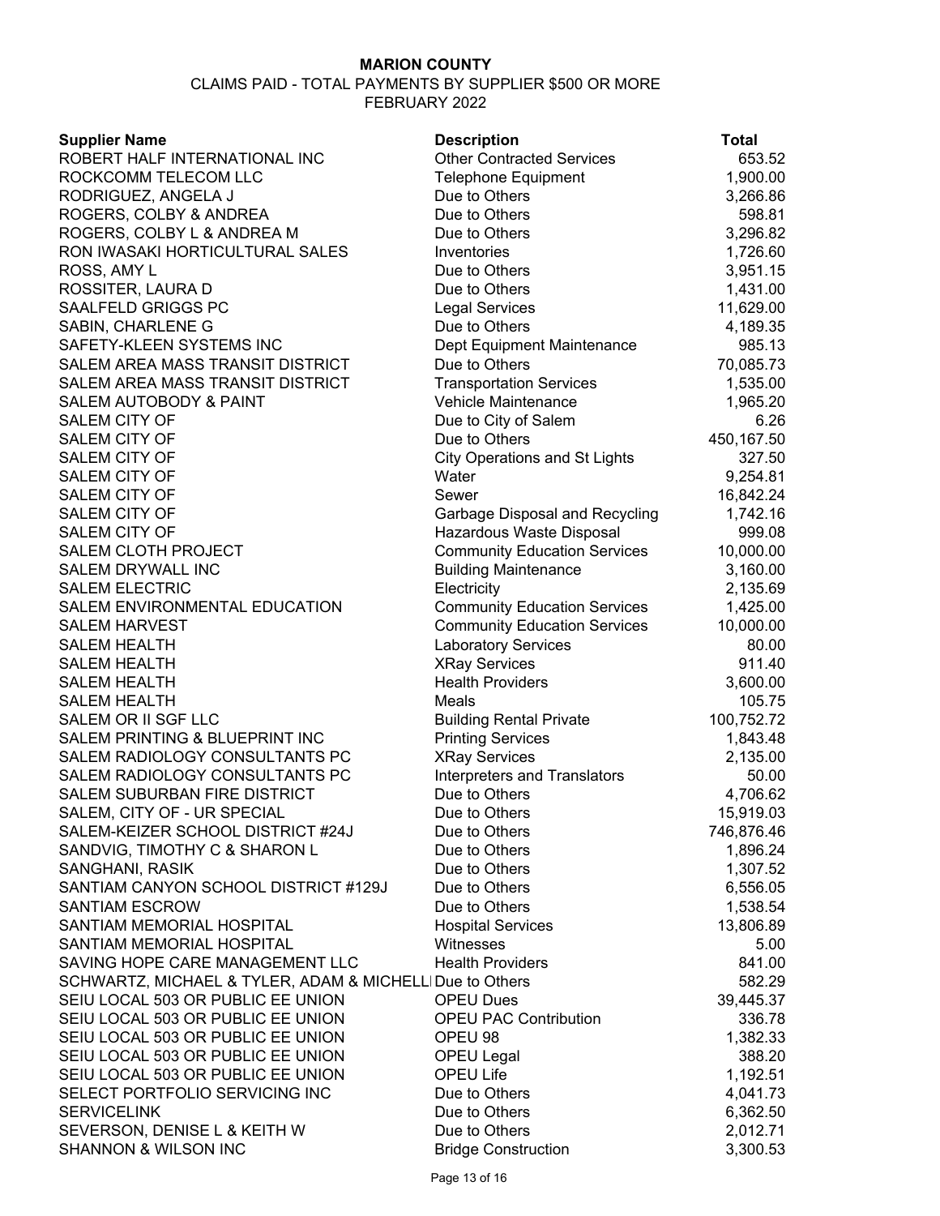# MARION COUNTY

CLAIMS PAID - TOTAL PAYMENTS BY SUPPLIER $500 OR MORE

FEBRUARY 2022

| Supplier Name | Description | Total |
|---|---|---|
| ROBERT HALF INTERNATIONAL INC | Other Contracted Services | 653.52 |
| ROCKCOMM TELECOM LLC | Telephone Equipment | 1,900.00 |
| RODRIGUEZ, ANGELA J | Due to Others | 3,266.86 |
| ROGERS, COLBY & ANDREA | Due to Others | 598.81 |
| ROGERS, COLBY L & ANDREA M | Due to Others | 3,296.82 |
| RON IWASAKI HORTICULTURAL SALES | Inventories | 1,726.60 |
| ROSS, AMY L | Due to Others | 3,951.15 |
| ROSSITER, LAURA D | Due to Others | 1,431.00 |
| SAALFELD GRIGGS PC | Legal Services | 11,629.00 |
| SABIN, CHARLENE G | Due to Others | 4,189.35 |
| SAFETY-KLEEN SYSTEMS INC | Dept Equipment Maintenance | 985.13 |
| SALEM AREA MASS TRANSIT DISTRICT | Due to Others | 70,085.73 |
| SALEM AREA MASS TRANSIT DISTRICT | Transportation Services | 1,535.00 |
| SALEM AUTOBODY & PAINT | Vehicle Maintenance | 1,965.20 |
| SALEM CITY OF | Due to City of Salem | 6.26 |
| SALEM CITY OF | Due to Others | 450,167.50 |
| SALEM CITY OF | City Operations and St Lights | 327.50 |
| SALEM CITY OF | Water | 9,254.81 |
| SALEM CITY OF | Sewer | 16,842.24 |
| SALEM CITY OF | Garbage Disposal and Recycling | 1,742.16 |
| SALEM CITY OF | Hazardous Waste Disposal | 999.08 |
| SALEM CLOTH PROJECT | Community Education Services | 10,000.00 |
| SALEM DRYWALL INC | Building Maintenance | 3,160.00 |
| SALEM ELECTRIC | Electricity | 2,135.69 |
| SALEM ENVIRONMENTAL EDUCATION | Community Education Services | 1,425.00 |
| SALEM HARVEST | Community Education Services | 10,000.00 |
| SALEM HEALTH | Laboratory Services | 80.00 |
| SALEM HEALTH | XRay Services | 911.40 |
| SALEM HEALTH | Health Providers | 3,600.00 |
| SALEM HEALTH | Meals | 105.75 |
| SALEM OR II SGF LLC | Building Rental Private | 100,752.72 |
| SALEM PRINTING & BLUEPRINT INC | Printing Services | 1,843.48 |
| SALEM RADIOLOGY CONSULTANTS PC | XRay Services | 2,135.00 |
| SALEM RADIOLOGY CONSULTANTS PC | Interpreters and Translators | 50.00 |
| SALEM SUBURBAN FIRE DISTRICT | Due to Others | 4,706.62 |
| SALEM, CITY OF - UR SPECIAL | Due to Others | 15,919.03 |
| SALEM-KEIZER SCHOOL DISTRICT #24J | Due to Others | 746,876.46 |
| SANDVIG, TIMOTHY C & SHARON L | Due to Others | 1,896.24 |
| SANGHANI, RASIK | Due to Others | 1,307.52 |
| SANTIAM CANYON SCHOOL DISTRICT #129J | Due to Others | 6,556.05 |
| SANTIAM ESCROW | Due to Others | 1,538.54 |
| SANTIAM MEMORIAL HOSPITAL | Hospital Services | 13,806.89 |
| SANTIAM MEMORIAL HOSPITAL | Witnesses | 5.00 |
| SAVING HOPE CARE MANAGEMENT LLC | Health Providers | 841.00 |
| SCHWARTZ, MICHAEL & TYLER, ADAM & MICHELL | Due to Others | 582.29 |
| SEIU LOCAL 503 OR PUBLIC EE UNION | OPEU Dues | 39,445.37 |
| SEIU LOCAL 503 OR PUBLIC EE UNION | OPEU PAC Contribution | 336.78 |
| SEIU LOCAL 503 OR PUBLIC EE UNION | OPEU 98 | 1,382.33 |
| SEIU LOCAL 503 OR PUBLIC EE UNION | OPEU Legal | 388.20 |
| SEIU LOCAL 503 OR PUBLIC EE UNION | OPEU Life | 1,192.51 |
| SELECT PORTFOLIO SERVICING INC | Due to Others | 4,041.73 |
| SERVICELINK | Due to Others | 6,362.50 |
| SEVERSON, DENISE L & KEITH W | Due to Others | 2,012.71 |
| SHANNON & WILSON INC | Bridge Construction | 3,300.53 |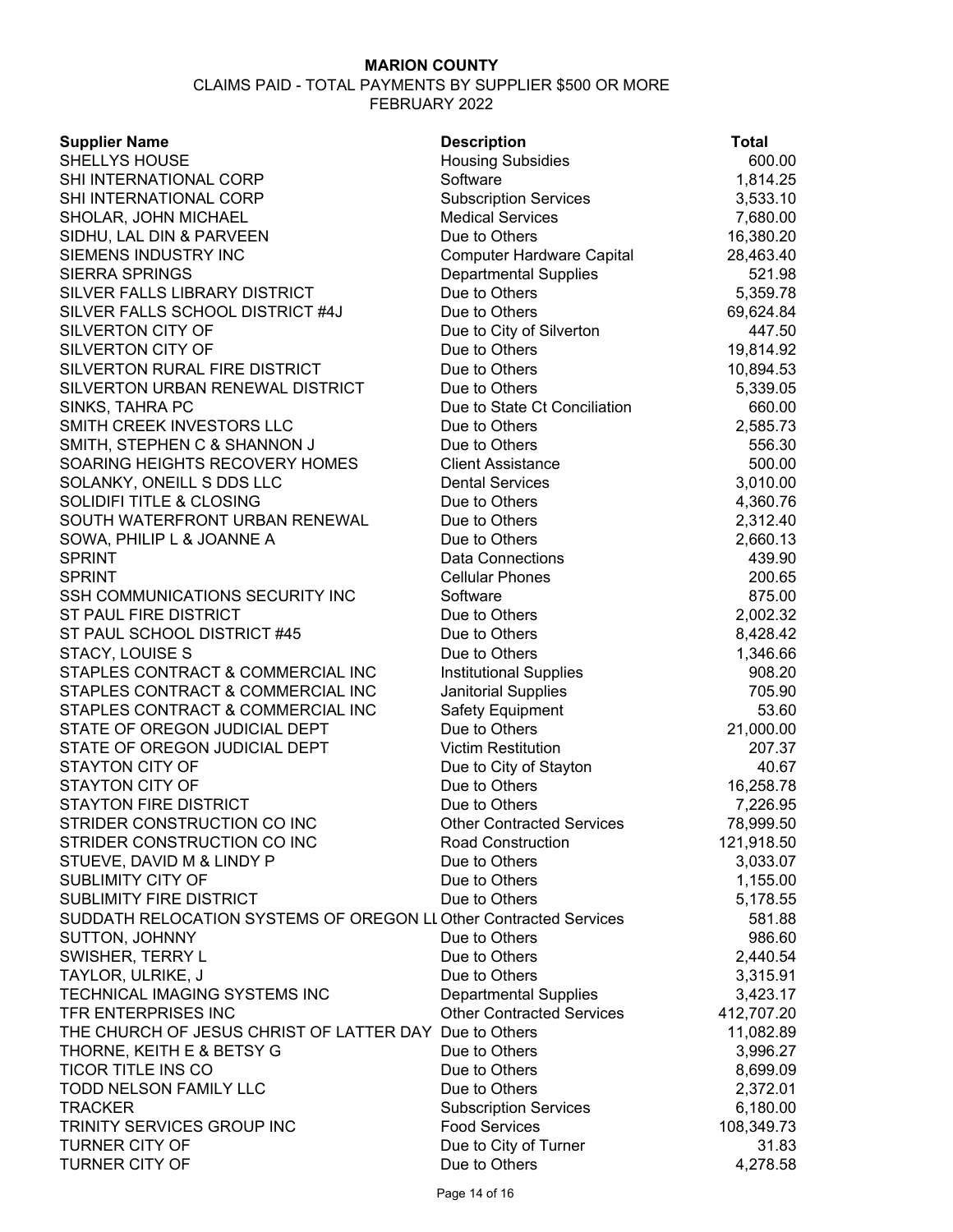**MARION COUNTY**

CLAIMS PAID - TOTAL PAYMENTS BY SUPPLIER $500 OR MORE

FEBRUARY 2022

| Supplier Name | Description | Total |
|---|---|---|
| SHELLYS HOUSE | Housing Subsidies | 600.00 |
| SHI INTERNATIONAL CORP | Software | 1,814.25 |
| SHI INTERNATIONAL CORP | Subscription Services | 3,533.10 |
| SHOLAR, JOHN MICHAEL | Medical Services | 7,680.00 |
| SIDHU, LAL DIN & PARVEEN | Due to Others | 16,380.20 |
| SIEMENS INDUSTRY INC | Computer Hardware Capital | 28,463.40 |
| SIERRA SPRINGS | Departmental Supplies | 521.98 |
| SILVER FALLS LIBRARY DISTRICT | Due to Others | 5,359.78 |
| SILVER FALLS SCHOOL DISTRICT #4J | Due to Others | 69,624.84 |
| SILVERTON CITY OF | Due to City of Silverton | 447.50 |
| SILVERTON CITY OF | Due to Others | 19,814.92 |
| SILVERTON RURAL FIRE DISTRICT | Due to Others | 10,894.53 |
| SILVERTON URBAN RENEWAL DISTRICT | Due to Others | 5,339.05 |
| SINKS, TAHRA PC | Due to State Ct Conciliation | 660.00 |
| SMITH CREEK INVESTORS LLC | Due to Others | 2,585.73 |
| SMITH, STEPHEN C & SHANNON J | Due to Others | 556.30 |
| SOARING HEIGHTS RECOVERY HOMES | Client Assistance | 500.00 |
| SOLANKY, ONEILL S DDS LLC | Dental Services | 3,010.00 |
| SOLIDIFI TITLE & CLOSING | Due to Others | 4,360.76 |
| SOUTH WATERFRONT URBAN RENEWAL | Due to Others | 2,312.40 |
| SOWA, PHILIP L & JOANNE A | Due to Others | 2,660.13 |
| SPRINT | Data Connections | 439.90 |
| SPRINT | Cellular Phones | 200.65 |
| SSH COMMUNICATIONS SECURITY INC | Software | 875.00 |
| ST PAUL FIRE DISTRICT | Due to Others | 2,002.32 |
| ST PAUL SCHOOL DISTRICT #45 | Due to Others | 8,428.42 |
| STACY, LOUISE S | Due to Others | 1,346.66 |
| STAPLES CONTRACT & COMMERCIAL INC | Institutional Supplies | 908.20 |
| STAPLES CONTRACT & COMMERCIAL INC | Janitorial Supplies | 705.90 |
| STAPLES CONTRACT & COMMERCIAL INC | Safety Equipment | 53.60 |
| STATE OF OREGON JUDICIAL DEPT | Due to Others | 21,000.00 |
| STATE OF OREGON JUDICIAL DEPT | Victim Restitution | 207.37 |
| STAYTON CITY OF | Due to City of Stayton | 40.67 |
| STAYTON CITY OF | Due to Others | 16,258.78 |
| STAYTON FIRE DISTRICT | Due to Others | 7,226.95 |
| STRIDER CONSTRUCTION CO INC | Other Contracted Services | 78,999.50 |
| STRIDER CONSTRUCTION CO INC | Road Construction | 121,918.50 |
| STUEVE, DAVID M & LINDY P | Due to Others | 3,033.07 |
| SUBLIMITY CITY OF | Due to Others | 1,155.00 |
| SUBLIMITY FIRE DISTRICT | Due to Others | 5,178.55 |
| SUDDATH RELOCATION SYSTEMS OF OREGON LL | Other Contracted Services | 581.88 |
| SUTTON, JOHNNY | Due to Others | 986.60 |
| SWISHER, TERRY L | Due to Others | 2,440.54 |
| TAYLOR, ULRIKE, J | Due to Others | 3,315.91 |
| TECHNICAL IMAGING SYSTEMS INC | Departmental Supplies | 3,423.17 |
| TFR ENTERPRISES INC | Other Contracted Services | 412,707.20 |
| THE CHURCH OF JESUS CHRIST OF LATTER DAY | Due to Others | 11,082.89 |
| THORNE, KEITH E & BETSY G | Due to Others | 3,996.27 |
| TICOR TITLE INS CO | Due to Others | 8,699.09 |
| TODD NELSON FAMILY LLC | Due to Others | 2,372.01 |
| TRACKER | Subscription Services | 6,180.00 |
| TRINITY SERVICES GROUP INC | Food Services | 108,349.73 |
| TURNER CITY OF | Due to City of Turner | 31.83 |
| TURNER CITY OF | Due to Others | 4,278.58 |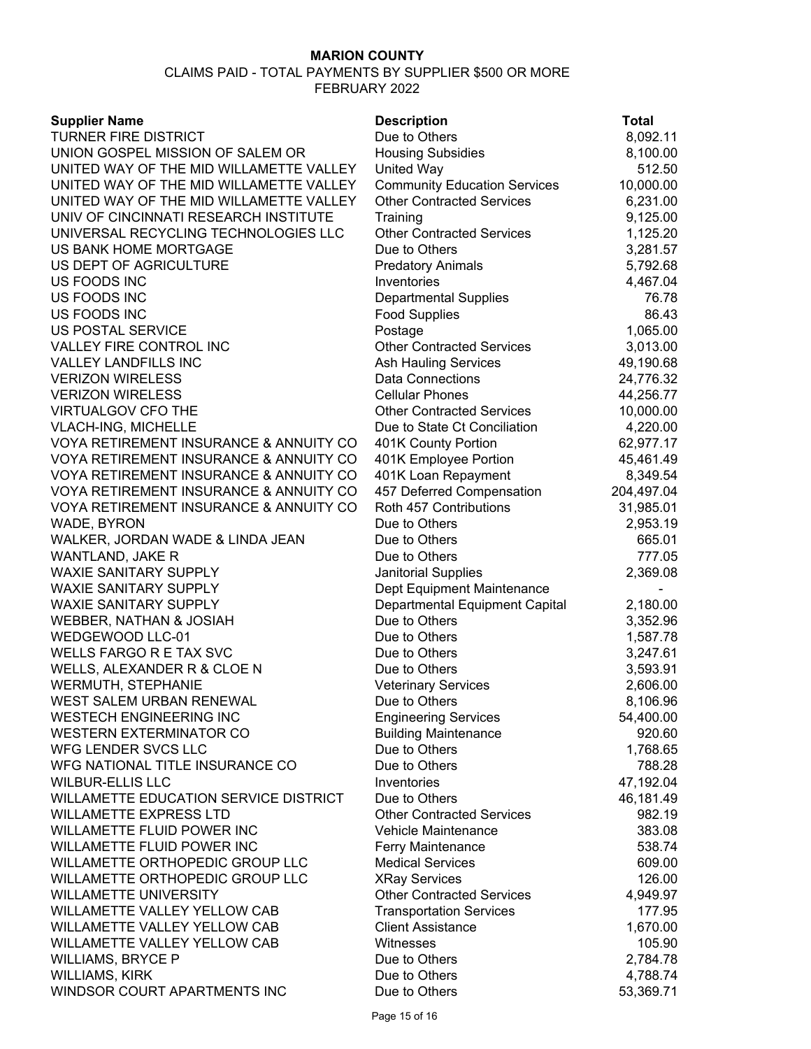**MARION COUNTY**

CLAIMS PAID - TOTAL PAYMENTS BY SUPPLIER $500 OR MORE

FEBRUARY 2022

| Supplier Name | Description | Total |
|---|---|---|
| TURNER FIRE DISTRICT | Due to Others | 8,092.11 |
| UNION GOSPEL MISSION OF SALEM OR | Housing Subsidies | 8,100.00 |
| UNITED WAY OF THE MID WILLAMETTE VALLEY | United Way | 512.50 |
| UNITED WAY OF THE MID WILLAMETTE VALLEY | Community Education Services | 10,000.00 |
| UNITED WAY OF THE MID WILLAMETTE VALLEY | Other Contracted Services | 6,231.00 |
| UNIV OF CINCINNATI RESEARCH INSTITUTE | Training | 9,125.00 |
| UNIVERSAL RECYCLING TECHNOLOGIES LLC | Other Contracted Services | 1,125.20 |
| US BANK HOME MORTGAGE | Due to Others | 3,281.57 |
| US DEPT OF AGRICULTURE | Predatory Animals | 5,792.68 |
| US FOODS INC | Inventories | 4,467.04 |
| US FOODS INC | Departmental Supplies | 76.78 |
| US FOODS INC | Food Supplies | 86.43 |
| US POSTAL SERVICE | Postage | 1,065.00 |
| VALLEY FIRE CONTROL INC | Other Contracted Services | 3,013.00 |
| VALLEY LANDFILLS INC | Ash Hauling Services | 49,190.68 |
| VERIZON WIRELESS | Data Connections | 24,776.32 |
| VERIZON WIRELESS | Cellular Phones | 44,256.77 |
| VIRTUALGOV CFO THE | Other Contracted Services | 10,000.00 |
| VLACH-ING, MICHELLE | Due to State Ct Conciliation | 4,220.00 |
| VOYA RETIREMENT INSURANCE & ANNUITY CO | 401K County Portion | 62,977.17 |
| VOYA RETIREMENT INSURANCE & ANNUITY CO | 401K Employee Portion | 45,461.49 |
| VOYA RETIREMENT INSURANCE & ANNUITY CO | 401K Loan Repayment | 8,349.54 |
| VOYA RETIREMENT INSURANCE & ANNUITY CO | 457 Deferred Compensation | 204,497.04 |
| VOYA RETIREMENT INSURANCE & ANNUITY CO | Roth 457 Contributions | 31,985.01 |
| WADE, BYRON | Due to Others | 2,953.19 |
| WALKER, JORDAN WADE & LINDA JEAN | Due to Others | 665.01 |
| WANTLAND, JAKE R | Due to Others | 777.05 |
| WAXIE SANITARY SUPPLY | Janitorial Supplies | 2,369.08 |
| WAXIE SANITARY SUPPLY | Dept Equipment Maintenance | - |
| WAXIE SANITARY SUPPLY | Departmental Equipment Capital | 2,180.00 |
| WEBBER, NATHAN & JOSIAH | Due to Others | 3,352.96 |
| WEDGEWOOD LLC-01 | Due to Others | 1,587.78 |
| WELLS FARGO R E TAX SVC | Due to Others | 3,247.61 |
| WELLS, ALEXANDER R & CLOE N | Due to Others | 3,593.91 |
| WERMUTH, STEPHANIE | Veterinary Services | 2,606.00 |
| WEST SALEM URBAN RENEWAL | Due to Others | 8,106.96 |
| WESTECH ENGINEERING INC | Engineering Services | 54,400.00 |
| WESTERN EXTERMINATOR CO | Building Maintenance | 920.60 |
| WFG LENDER SVCS LLC | Due to Others | 1,768.65 |
| WFG NATIONAL TITLE INSURANCE CO | Due to Others | 788.28 |
| WILBUR-ELLIS LLC | Inventories | 47,192.04 |
| WILLAMETTE EDUCATION SERVICE DISTRICT | Due to Others | 46,181.49 |
| WILLAMETTE EXPRESS LTD | Other Contracted Services | 982.19 |
| WILLAMETTE FLUID POWER INC | Vehicle Maintenance | 383.08 |
| WILLAMETTE FLUID POWER INC | Ferry Maintenance | 538.74 |
| WILLAMETTE ORTHOPEDIC GROUP LLC | Medical Services | 609.00 |
| WILLAMETTE ORTHOPEDIC GROUP LLC | XRay Services | 126.00 |
| WILLAMETTE UNIVERSITY | Other Contracted Services | 4,949.97 |
| WILLAMETTE VALLEY YELLOW CAB | Transportation Services | 177.95 |
| WILLAMETTE VALLEY YELLOW CAB | Client Assistance | 1,670.00 |
| WILLAMETTE VALLEY YELLOW CAB | Witnesses | 105.90 |
| WILLIAMS, BRYCE P | Due to Others | 2,784.78 |
| WILLIAMS, KIRK | Due to Others | 4,788.74 |
| WINDSOR COURT APARTMENTS INC | Due to Others | 53,369.71 |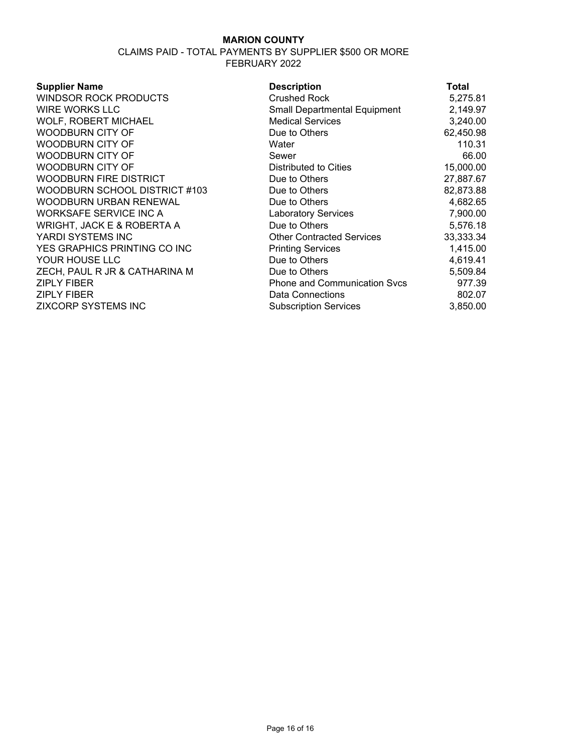**MARION COUNTY**

CLAIMS PAID - TOTAL PAYMENTS BY SUPPLIER $500 OR MORE

FEBRUARY 2022

| Supplier Name | Description | Total |
|---|---|---|
| WINDSOR ROCK PRODUCTS | Crushed Rock | 5,275.81 |
| WIRE WORKS LLC | Small Departmental Equipment | 2,149.97 |
| WOLF, ROBERT MICHAEL | Medical Services | 3,240.00 |
| WOODBURN CITY OF | Due to Others | 62,450.98 |
| WOODBURN CITY OF | Water | 110.31 |
| WOODBURN CITY OF | Sewer | 66.00 |
| WOODBURN CITY OF | Distributed to Cities | 15,000.00 |
| WOODBURN FIRE DISTRICT | Due to Others | 27,887.67 |
| WOODBURN SCHOOL DISTRICT #103 | Due to Others | 82,873.88 |
| WOODBURN URBAN RENEWAL | Due to Others | 4,682.65 |
| WORKSAFE SERVICE INC A | Laboratory Services | 7,900.00 |
| WRIGHT, JACK E & ROBERTA A | Due to Others | 5,576.18 |
| YARDI SYSTEMS INC | Other Contracted Services | 33,333.34 |
| YES GRAPHICS PRINTING CO INC | Printing Services | 1,415.00 |
| YOUR HOUSE LLC | Due to Others | 4,619.41 |
| ZECH, PAUL R JR & CATHARINA M | Due to Others | 5,509.84 |
| ZIPLY FIBER | Phone and Communication Svcs | 977.39 |
| ZIPLY FIBER | Data Connections | 802.07 |
| ZIXCORP SYSTEMS INC | Subscription Services | 3,850.00 |